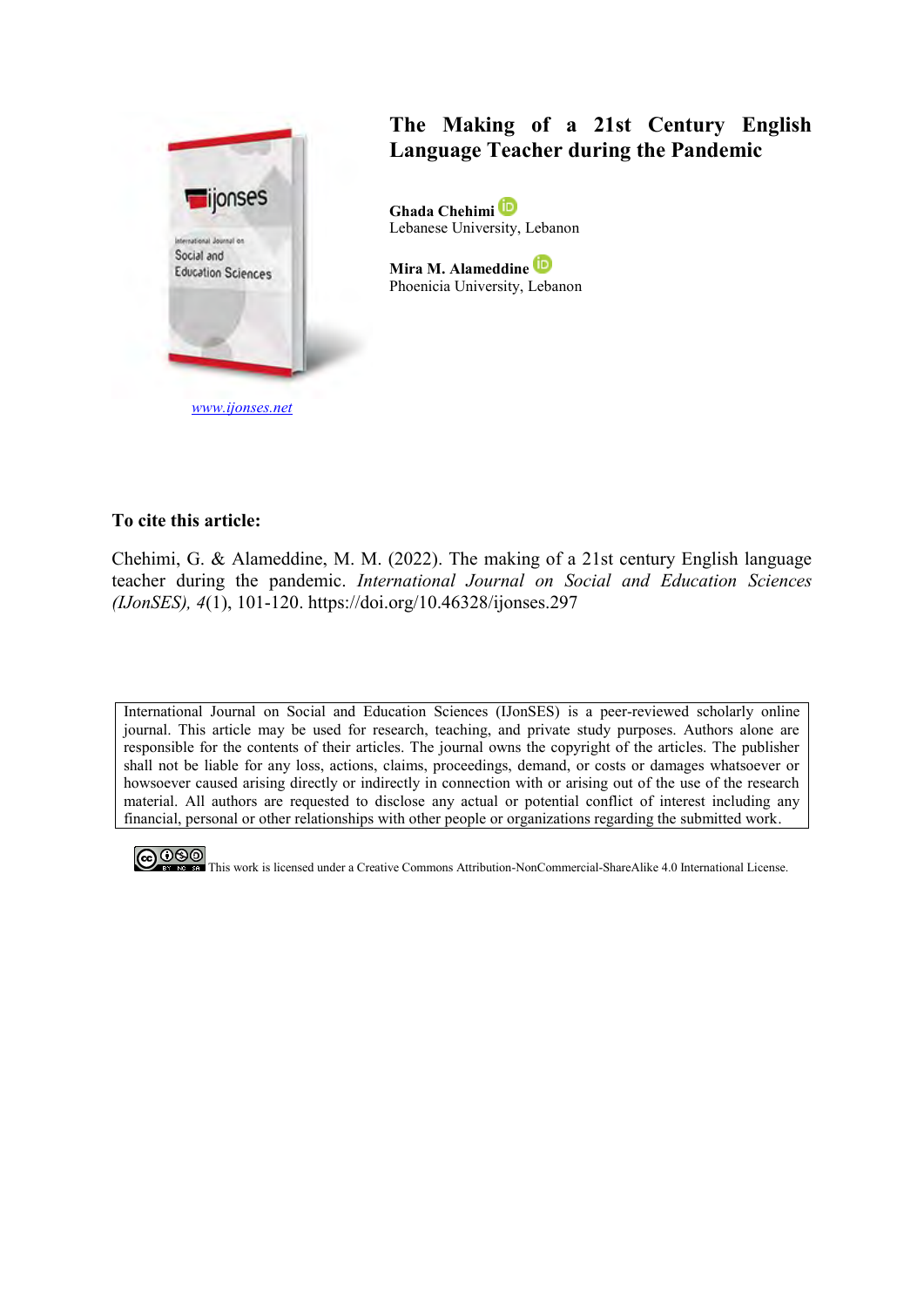www.ijonses.net

# The Making of a 21st Century English Language Teacher during the Pandemic

**Ghada Chehimi**
Lebanese University, Lebanon

**Mira M. Alameddine**
Phoenicia University, Lebanon

**To cite this article:**

Chehimi, G. & Alameddine, M. M. (2022). The making of a 21st century English language teacher during the pandemic. *International Journal on Social and Education Sciences (IJonSES), 4*(1), 101-120. https://doi.org/10.46328/ijonses.297

International Journal on Social and Education Sciences (IJonSES) is a peer-reviewed scholarly online journal. This article may be used for research, teaching, and private study purposes. Authors alone are responsible for the contents of their articles. The journal owns the copyright of the articles. The publisher shall not be liable for any loss, actions, claims, proceedings, demand, or costs or damages whatsoever or howsoever caused arising directly or indirectly in connection with or arising out of the use of the research material. All authors are requested to disclose any actual or potential conflict of interest including any financial, personal or other relationships with other people or organizations regarding the submitted work.

This work is licensed under a Creative Commons Attribution-NonCommercial-ShareAlike 4.0 International License.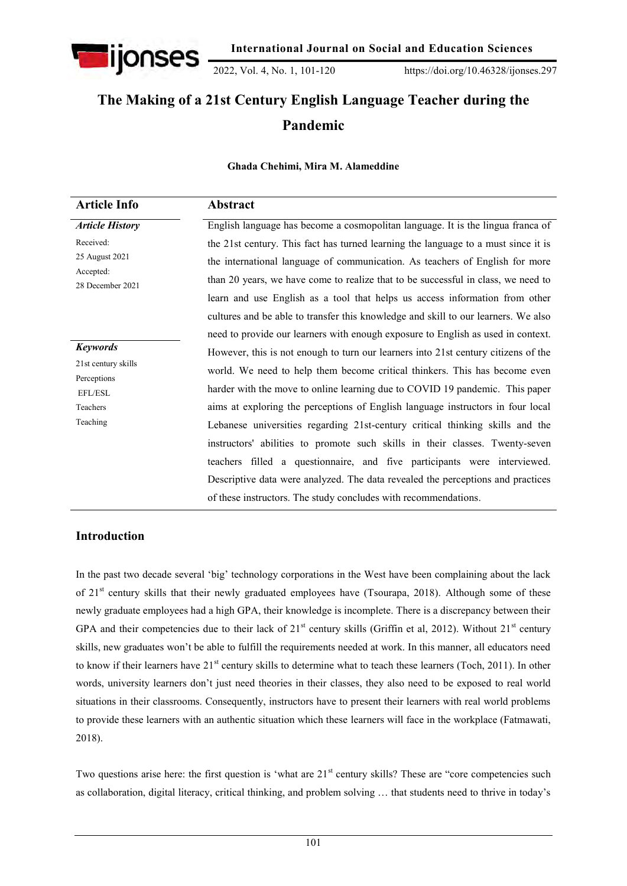# The Making of a 21st Century English Language Teacher during the Pandemic

**Ghada Chehimi, Mira M. Alameddine**

| Article Info | Abstract |
|---|---|
| ***Article History*** | English language has become a cosmopolitan language. It is the lingua franca of the 21st century. This fact has turned learning the language to a must since it is the international language of communication. As teachers of English for more than 20 years, we have come to realize that to be successful in class, we need to learn and use English as a tool that helps us access information from other cultures and be able to transfer this knowledge and skill to our learners. We also need to provide our learners with enough exposure to English as used in context. However, this is not enough to turn our learners into 21st century citizens of the world. We need to help them become critical thinkers. This has become even harder with the move to online learning due to COVID 19 pandemic. This paper aims at exploring the perceptions of English language instructors in four local Lebanese universities regarding 21st-century critical thinking skills and the instructors' abilities to promote such skills in their classes. Twenty-seven teachers filled a questionnaire, and five participants were interviewed. Descriptive data were analyzed. The data revealed the perceptions and practices of these instructors. The study concludes with recommendations. |
| Received: 25 August 2021 | |
| Accepted: 28 December 2021 | |
| ***Keywords*** | |
| 21st century skills | |
| Perceptions | |
| EFL/ESL | |
| Teachers | |
| Teaching | |

## Introduction

In the past two decade several 'big' technology corporations in the West have been complaining about the lack of 21st century skills that their newly graduated employees have (Tsourapa, 2018). Although some of these newly graduate employees had a high GPA, their knowledge is incomplete. There is a discrepancy between their GPA and their competencies due to their lack of 21st century skills (Griffin et al, 2012). Without 21st century skills, new graduates won't be able to fulfill the requirements needed at work. In this manner, all educators need to know if their learners have 21st century skills to determine what to teach these learners (Toch, 2011). In other words, university learners don't just need theories in their classes, they also need to be exposed to real world situations in their classrooms. Consequently, instructors have to present their learners with real world problems to provide these learners with an authentic situation which these learners will face in the workplace (Fatmawati, 2018).

Two questions arise here: the first question is 'what are 21st century skills? These are "core competencies such as collaboration, digital literacy, critical thinking, and problem solving … that students need to thrive in today's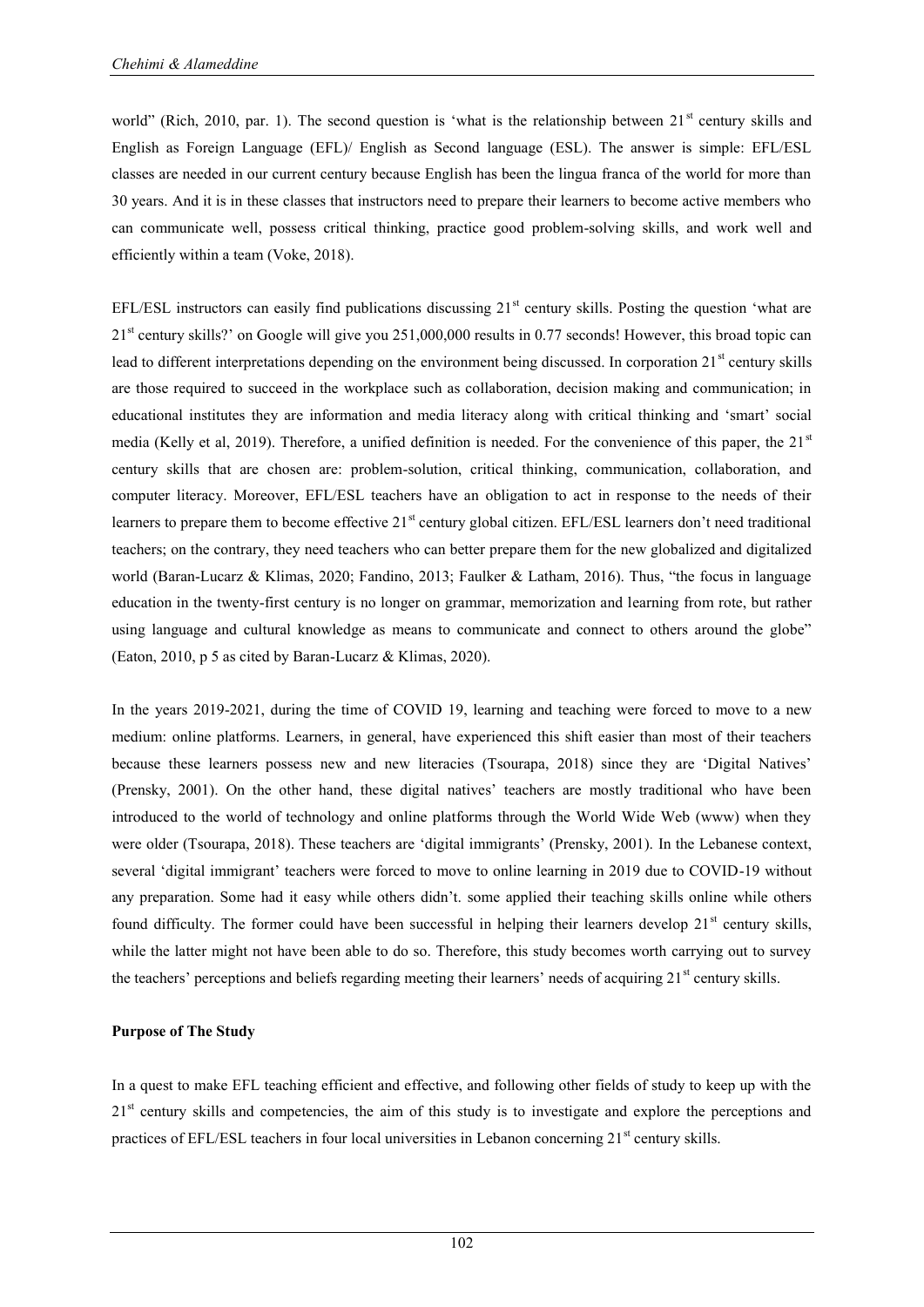world" (Rich, 2010, par. 1). The second question is 'what is the relationship between 21st century skills and English as Foreign Language (EFL)/ English as Second language (ESL). The answer is simple: EFL/ESL classes are needed in our current century because English has been the lingua franca of the world for more than 30 years. And it is in these classes that instructors need to prepare their learners to become active members who can communicate well, possess critical thinking, practice good problem-solving skills, and work well and efficiently within a team (Voke, 2018).

EFL/ESL instructors can easily find publications discussing 21st century skills. Posting the question 'what are 21st century skills?' on Google will give you 251,000,000 results in 0.77 seconds! However, this broad topic can lead to different interpretations depending on the environment being discussed. In corporation 21st century skills are those required to succeed in the workplace such as collaboration, decision making and communication; in educational institutes they are information and media literacy along with critical thinking and 'smart' social media (Kelly et al, 2019). Therefore, a unified definition is needed. For the convenience of this paper, the 21st century skills that are chosen are: problem-solution, critical thinking, communication, collaboration, and computer literacy. Moreover, EFL/ESL teachers have an obligation to act in response to the needs of their learners to prepare them to become effective 21st century global citizen. EFL/ESL learners don't need traditional teachers; on the contrary, they need teachers who can better prepare them for the new globalized and digitalized world (Baran-Lucarz & Klimas, 2020; Fandino, 2013; Faulker & Latham, 2016). Thus, "the focus in language education in the twenty-first century is no longer on grammar, memorization and learning from rote, but rather using language and cultural knowledge as means to communicate and connect to others around the globe" (Eaton, 2010, p 5 as cited by Baran-Lucarz & Klimas, 2020).

In the years 2019-2021, during the time of COVID 19, learning and teaching were forced to move to a new medium: online platforms. Learners, in general, have experienced this shift easier than most of their teachers because these learners possess new and new literacies (Tsourapa, 2018) since they are 'Digital Natives' (Prensky, 2001). On the other hand, these digital natives' teachers are mostly traditional who have been introduced to the world of technology and online platforms through the World Wide Web (www) when they were older (Tsourapa, 2018). These teachers are 'digital immigrants' (Prensky, 2001). In the Lebanese context, several 'digital immigrant' teachers were forced to move to online learning in 2019 due to COVID-19 without any preparation. Some had it easy while others didn't. some applied their teaching skills online while others found difficulty. The former could have been successful in helping their learners develop 21st century skills, while the latter might not have been able to do so. Therefore, this study becomes worth carrying out to survey the teachers' perceptions and beliefs regarding meeting their learners' needs of acquiring 21st century skills.

**Purpose of The Study**

In a quest to make EFL teaching efficient and effective, and following other fields of study to keep up with the 21st century skills and competencies, the aim of this study is to investigate and explore the perceptions and practices of EFL/ESL teachers in four local universities in Lebanon concerning 21st century skills.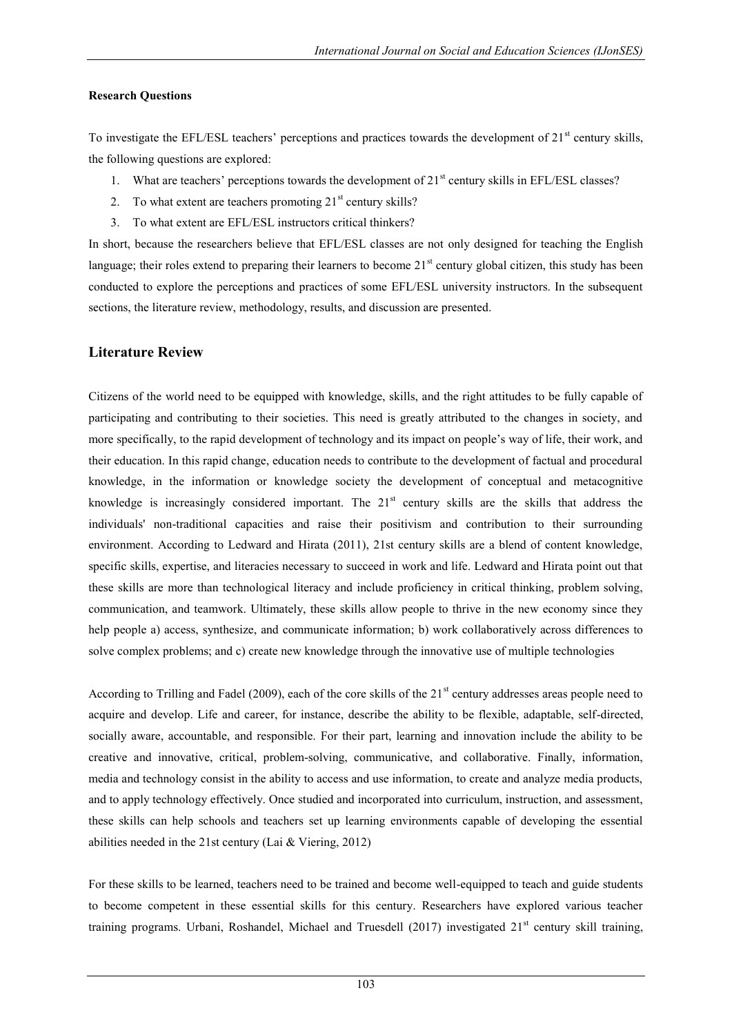**Research Questions**

To investigate the EFL/ESL teachers' perceptions and practices towards the development of 21st century skills, the following questions are explored:

1. What are teachers' perceptions towards the development of 21st century skills in EFL/ESL classes?
2. To what extent are teachers promoting 21st century skills?
3. To what extent are EFL/ESL instructors critical thinkers?

In short, because the researchers believe that EFL/ESL classes are not only designed for teaching the English language; their roles extend to preparing their learners to become 21st century global citizen, this study has been conducted to explore the perceptions and practices of some EFL/ESL university instructors. In the subsequent sections, the literature review, methodology, results, and discussion are presented.

## Literature Review

Citizens of the world need to be equipped with knowledge, skills, and the right attitudes to be fully capable of participating and contributing to their societies. This need is greatly attributed to the changes in society, and more specifically, to the rapid development of technology and its impact on people's way of life, their work, and their education. In this rapid change, education needs to contribute to the development of factual and procedural knowledge, in the information or knowledge society the development of conceptual and metacognitive knowledge is increasingly considered important. The 21st century skills are the skills that address the individuals' non-traditional capacities and raise their positivism and contribution to their surrounding environment. According to Ledward and Hirata (2011), 21st century skills are a blend of content knowledge, specific skills, expertise, and literacies necessary to succeed in work and life. Ledward and Hirata point out that these skills are more than technological literacy and include proficiency in critical thinking, problem solving, communication, and teamwork. Ultimately, these skills allow people to thrive in the new economy since they help people a) access, synthesize, and communicate information; b) work collaboratively across differences to solve complex problems; and c) create new knowledge through the innovative use of multiple technologies

According to Trilling and Fadel (2009), each of the core skills of the 21st century addresses areas people need to acquire and develop. Life and career, for instance, describe the ability to be flexible, adaptable, self-directed, socially aware, accountable, and responsible. For their part, learning and innovation include the ability to be creative and innovative, critical, problem-solving, communicative, and collaborative. Finally, information, media and technology consist in the ability to access and use information, to create and analyze media products, and to apply technology effectively. Once studied and incorporated into curriculum, instruction, and assessment, these skills can help schools and teachers set up learning environments capable of developing the essential abilities needed in the 21st century (Lai & Viering, 2012)

For these skills to be learned, teachers need to be trained and become well-equipped to teach and guide students to become competent in these essential skills for this century. Researchers have explored various teacher training programs. Urbani, Roshandel, Michael and Truesdell (2017) investigated 21st century skill training,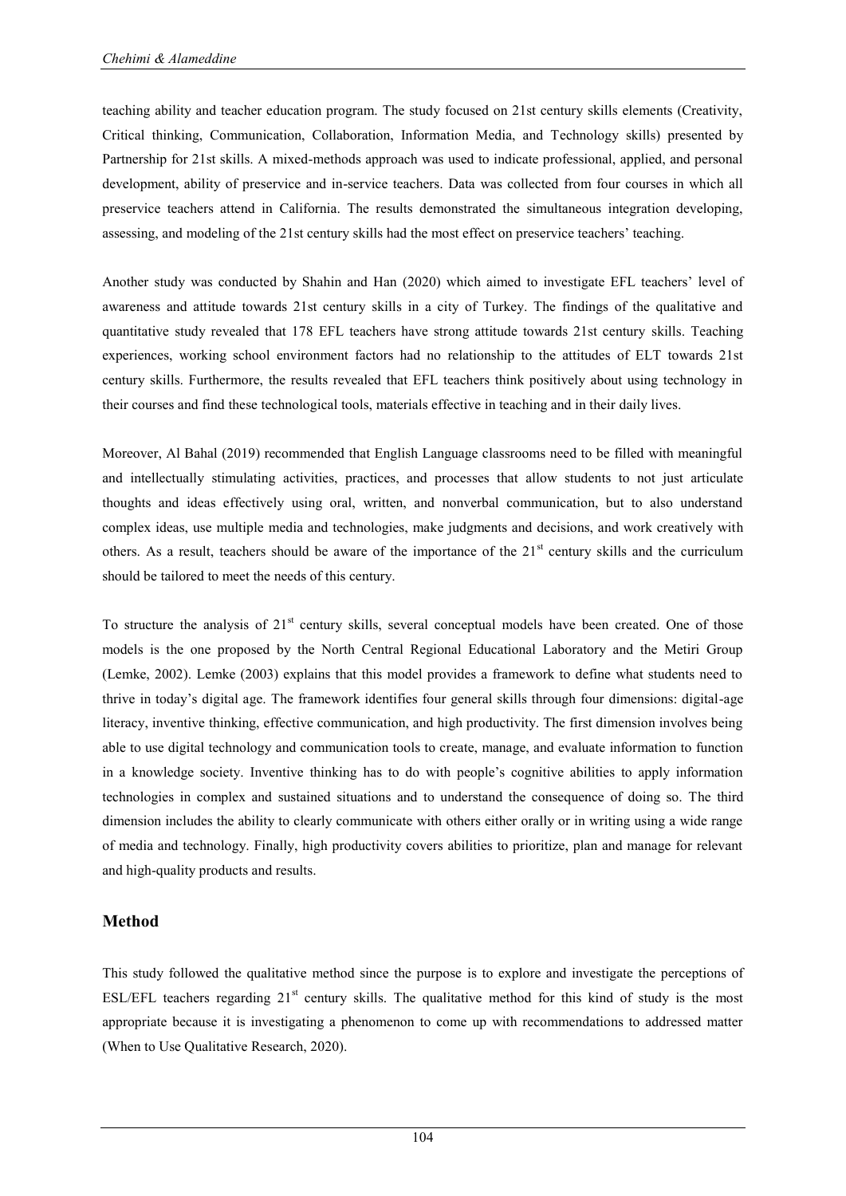teaching ability and teacher education program. The study focused on 21st century skills elements (Creativity, Critical thinking, Communication, Collaboration, Information Media, and Technology skills) presented by Partnership for 21st skills. A mixed-methods approach was used to indicate professional, applied, and personal development, ability of preservice and in-service teachers. Data was collected from four courses in which all preservice teachers attend in California. The results demonstrated the simultaneous integration developing, assessing, and modeling of the 21st century skills had the most effect on preservice teachers' teaching.

Another study was conducted by Shahin and Han (2020) which aimed to investigate EFL teachers' level of awareness and attitude towards 21st century skills in a city of Turkey. The findings of the qualitative and quantitative study revealed that 178 EFL teachers have strong attitude towards 21st century skills. Teaching experiences, working school environment factors had no relationship to the attitudes of ELT towards 21st century skills. Furthermore, the results revealed that EFL teachers think positively about using technology in their courses and find these technological tools, materials effective in teaching and in their daily lives.

Moreover, Al Bahal (2019) recommended that English Language classrooms need to be filled with meaningful and intellectually stimulating activities, practices, and processes that allow students to not just articulate thoughts and ideas effectively using oral, written, and nonverbal communication, but to also understand complex ideas, use multiple media and technologies, make judgments and decisions, and work creatively with others. As a result, teachers should be aware of the importance of the 21st century skills and the curriculum should be tailored to meet the needs of this century.

To structure the analysis of 21st century skills, several conceptual models have been created. One of those models is the one proposed by the North Central Regional Educational Laboratory and the Metiri Group (Lemke, 2002). Lemke (2003) explains that this model provides a framework to define what students need to thrive in today's digital age. The framework identifies four general skills through four dimensions: digital-age literacy, inventive thinking, effective communication, and high productivity. The first dimension involves being able to use digital technology and communication tools to create, manage, and evaluate information to function in a knowledge society. Inventive thinking has to do with people's cognitive abilities to apply information technologies in complex and sustained situations and to understand the consequence of doing so. The third dimension includes the ability to clearly communicate with others either orally or in writing using a wide range of media and technology. Finally, high productivity covers abilities to prioritize, plan and manage for relevant and high-quality products and results.

## Method

This study followed the qualitative method since the purpose is to explore and investigate the perceptions of ESL/EFL teachers regarding 21st century skills. The qualitative method for this kind of study is the most appropriate because it is investigating a phenomenon to come up with recommendations to addressed matter (When to Use Qualitative Research, 2020).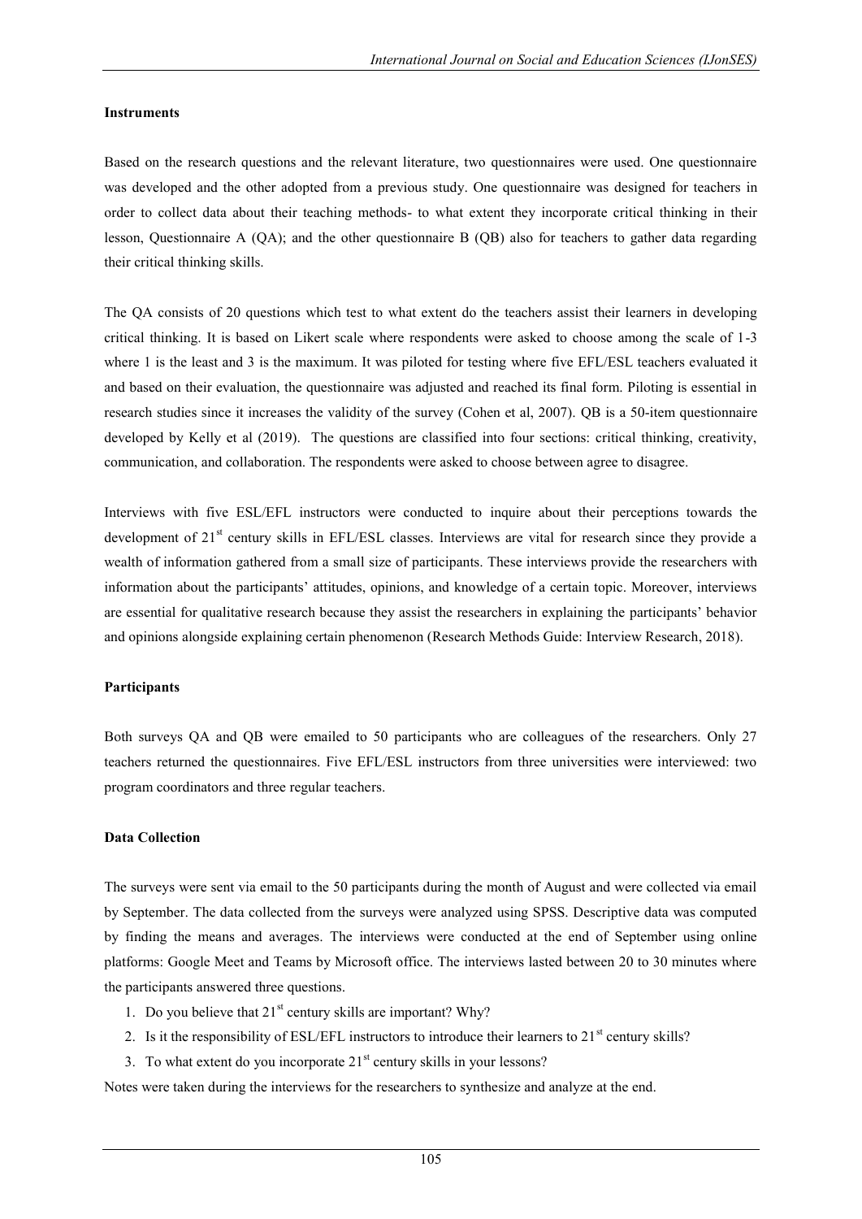**Instruments**

Based on the research questions and the relevant literature, two questionnaires were used. One questionnaire was developed and the other adopted from a previous study. One questionnaire was designed for teachers in order to collect data about their teaching methods- to what extent they incorporate critical thinking in their lesson, Questionnaire A (QA); and the other questionnaire B (QB) also for teachers to gather data regarding their critical thinking skills.

The QA consists of 20 questions which test to what extent do the teachers assist their learners in developing critical thinking. It is based on Likert scale where respondents were asked to choose among the scale of 1-3 where 1 is the least and 3 is the maximum. It was piloted for testing where five EFL/ESL teachers evaluated it and based on their evaluation, the questionnaire was adjusted and reached its final form. Piloting is essential in research studies since it increases the validity of the survey (Cohen et al, 2007). QB is a 50-item questionnaire developed by Kelly et al (2019). The questions are classified into four sections: critical thinking, creativity, communication, and collaboration. The respondents were asked to choose between agree to disagree.

Interviews with five ESL/EFL instructors were conducted to inquire about their perceptions towards the development of 21st century skills in EFL/ESL classes. Interviews are vital for research since they provide a wealth of information gathered from a small size of participants. These interviews provide the researchers with information about the participants' attitudes, opinions, and knowledge of a certain topic. Moreover, interviews are essential for qualitative research because they assist the researchers in explaining the participants' behavior and opinions alongside explaining certain phenomenon (Research Methods Guide: Interview Research, 2018).

**Participants**

Both surveys QA and QB were emailed to 50 participants who are colleagues of the researchers. Only 27 teachers returned the questionnaires. Five EFL/ESL instructors from three universities were interviewed: two program coordinators and three regular teachers.

**Data Collection**

The surveys were sent via email to the 50 participants during the month of August and were collected via email by September. The data collected from the surveys were analyzed using SPSS. Descriptive data was computed by finding the means and averages. The interviews were conducted at the end of September using online platforms: Google Meet and Teams by Microsoft office. The interviews lasted between 20 to 30 minutes where the participants answered three questions.

1. Do you believe that 21st century skills are important? Why?
2. Is it the responsibility of ESL/EFL instructors to introduce their learners to 21st century skills?
3. To what extent do you incorporate 21st century skills in your lessons?

Notes were taken during the interviews for the researchers to synthesize and analyze at the end.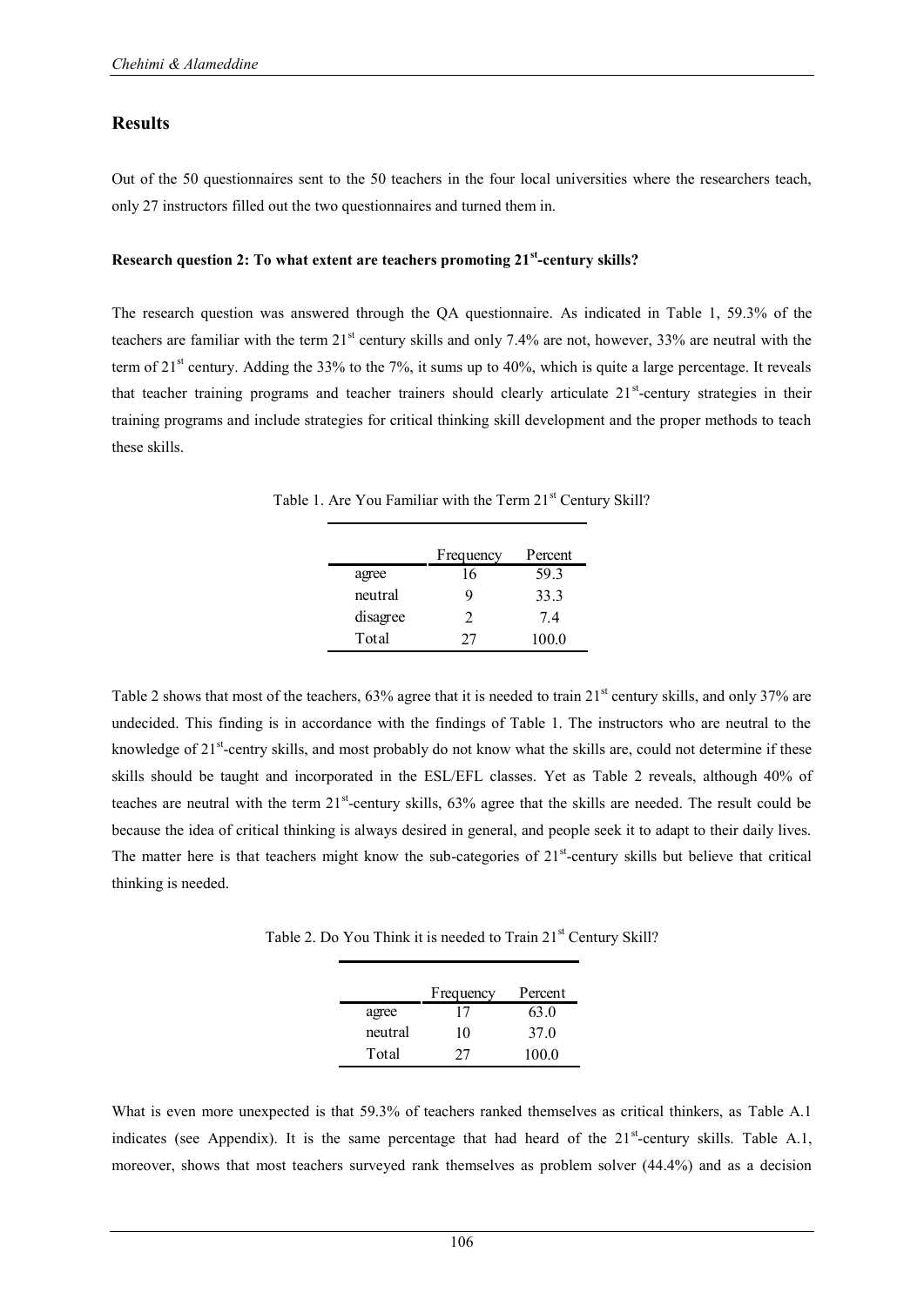## Results

Out of the 50 questionnaires sent to the 50 teachers in the four local universities where the researchers teach, only 27 instructors filled out the two questionnaires and turned them in.

**Research question 2: To what extent are teachers promoting 21st-century skills?**

The research question was answered through the QA questionnaire. As indicated in Table 1, 59.3% of the teachers are familiar with the term 21st century skills and only 7.4% are not, however, 33% are neutral with the term of 21st century. Adding the 33% to the 7%, it sums up to 40%, which is quite a large percentage. It reveals that teacher training programs and teacher trainers should clearly articulate 21st-century strategies in their training programs and include strategies for critical thinking skill development and the proper methods to teach these skills.

Table 1. Are You Familiar with the Term 21st Century Skill?

| | Frequency | Percent |
|---|---|---|
| agree | 16 | 59.3 |
| neutral | 9 | 33.3 |
| disagree | 2 | 7.4 |
| Total | 27 | 100.0 |

Table 2 shows that most of the teachers, 63% agree that it is needed to train 21st century skills, and only 37% are undecided. This finding is in accordance with the findings of Table 1. The instructors who are neutral to the knowledge of 21st-centry skills, and most probably do not know what the skills are, could not determine if these skills should be taught and incorporated in the ESL/EFL classes. Yet as Table 2 reveals, although 40% of teaches are neutral with the term 21st-century skills, 63% agree that the skills are needed. The result could be because the idea of critical thinking is always desired in general, and people seek it to adapt to their daily lives. The matter here is that teachers might know the sub-categories of 21st-century skills but believe that critical thinking is needed.

Table 2. Do You Think it is needed to Train 21st Century Skill?

| | Frequency | Percent |
|---|---|---|
| agree | 17 | 63.0 |
| neutral | 10 | 37.0 |
| Total | 27 | 100.0 |

What is even more unexpected is that 59.3% of teachers ranked themselves as critical thinkers, as Table A.1 indicates (see Appendix). It is the same percentage that had heard of the 21st-century skills. Table A.1, moreover, shows that most teachers surveyed rank themselves as problem solver (44.4%) and as a decision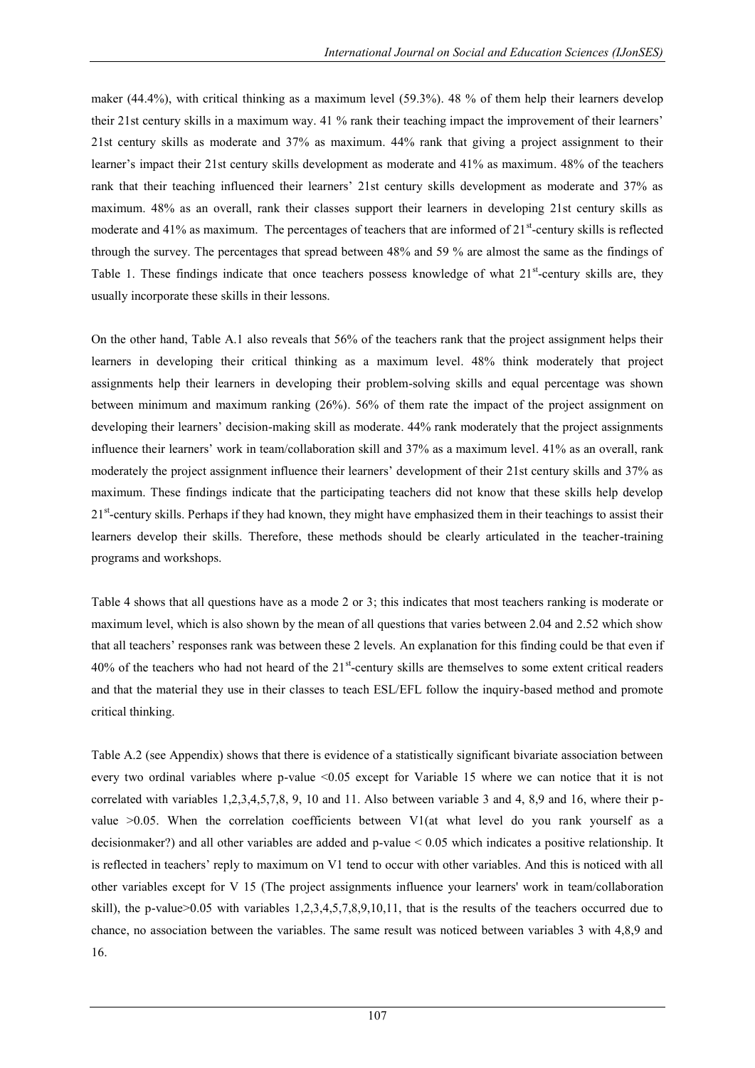maker (44.4%), with critical thinking as a maximum level (59.3%). 48 % of them help their learners develop their 21st century skills in a maximum way. 41 % rank their teaching impact the improvement of their learners' 21st century skills as moderate and 37% as maximum. 44% rank that giving a project assignment to their learner's impact their 21st century skills development as moderate and 41% as maximum. 48% of the teachers rank that their teaching influenced their learners' 21st century skills development as moderate and 37% as maximum. 48% as an overall, rank their classes support their learners in developing 21st century skills as moderate and 41% as maximum. The percentages of teachers that are informed of 21st-century skills is reflected through the survey. The percentages that spread between 48% and 59 % are almost the same as the findings of Table 1. These findings indicate that once teachers possess knowledge of what 21st-century skills are, they usually incorporate these skills in their lessons.

On the other hand, Table A.1 also reveals that 56% of the teachers rank that the project assignment helps their learners in developing their critical thinking as a maximum level. 48% think moderately that project assignments help their learners in developing their problem-solving skills and equal percentage was shown between minimum and maximum ranking (26%). 56% of them rate the impact of the project assignment on developing their learners' decision-making skill as moderate. 44% rank moderately that the project assignments influence their learners' work in team/collaboration skill and 37% as a maximum level. 41% as an overall, rank moderately the project assignment influence their learners' development of their 21st century skills and 37% as maximum. These findings indicate that the participating teachers did not know that these skills help develop 21st-century skills. Perhaps if they had known, they might have emphasized them in their teachings to assist their learners develop their skills. Therefore, these methods should be clearly articulated in the teacher-training programs and workshops.

Table 4 shows that all questions have as a mode 2 or 3; this indicates that most teachers ranking is moderate or maximum level, which is also shown by the mean of all questions that varies between 2.04 and 2.52 which show that all teachers' responses rank was between these 2 levels. An explanation for this finding could be that even if 40% of the teachers who had not heard of the 21st-century skills are themselves to some extent critical readers and that the material they use in their classes to teach ESL/EFL follow the inquiry-based method and promote critical thinking.

Table A.2 (see Appendix) shows that there is evidence of a statistically significant bivariate association between every two ordinal variables where p-value <0.05 except for Variable 15 where we can notice that it is not correlated with variables 1,2,3,4,5,7,8, 9, 10 and 11. Also between variable 3 and 4, 8,9 and 16, where their p-value >0.05. When the correlation coefficients between V1(at what level do you rank yourself as a decisionmaker?) and all other variables are added and p-value < 0.05 which indicates a positive relationship. It is reflected in teachers' reply to maximum on V1 tend to occur with other variables. And this is noticed with all other variables except for V 15 (The project assignments influence your learners' work in team/collaboration skill), the p-value>0.05 with variables 1,2,3,4,5,7,8,9,10,11, that is the results of the teachers occurred due to chance, no association between the variables. The same result was noticed between variables 3 with 4,8,9 and 16.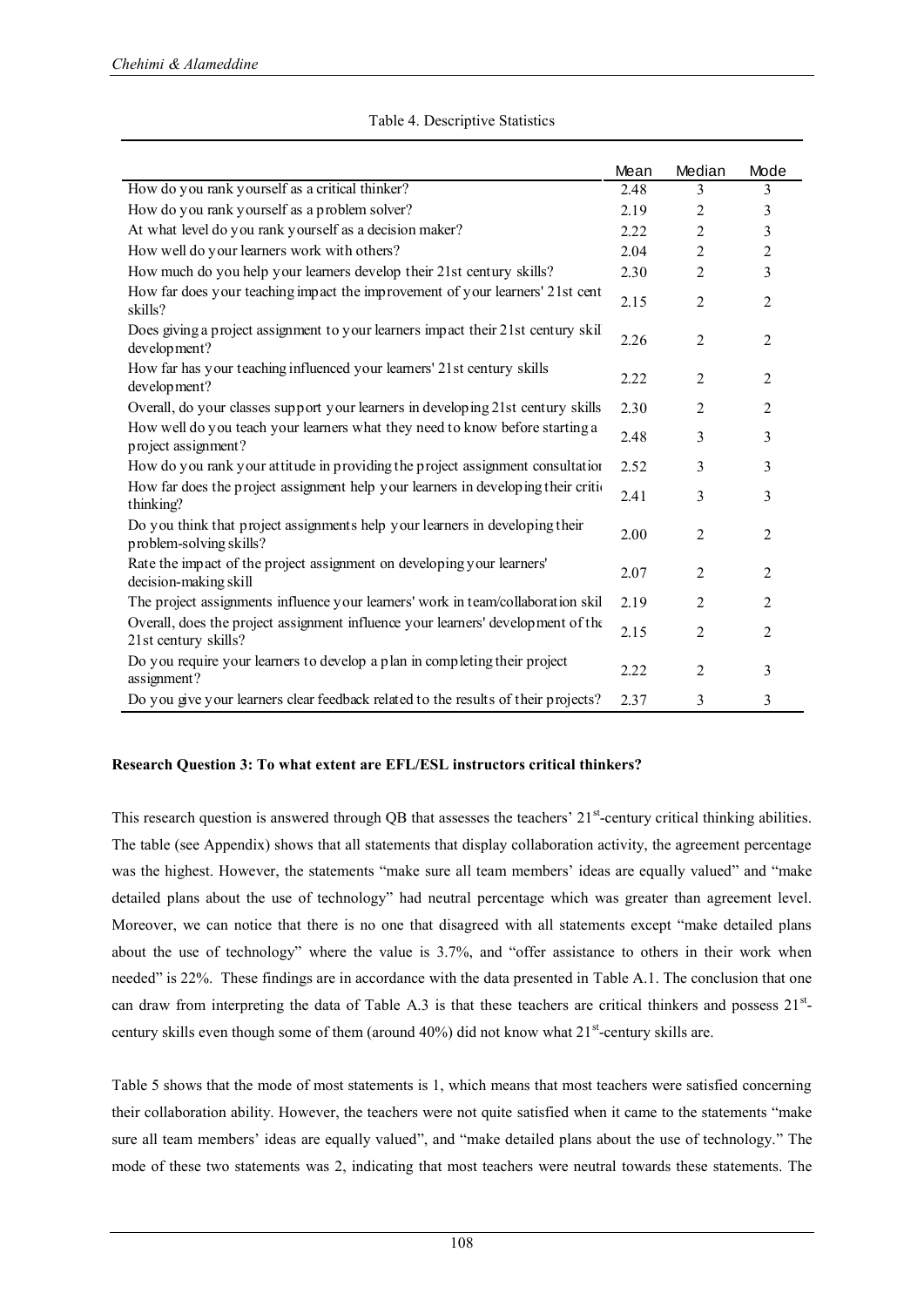Table 4. Descriptive Statistics

| | Mean | Median | Mode |
|---|---|---|---|
| How do you rank yourself as a critical thinker? | 2.48 | 3 | 3 |
| How do you rank yourself as a problem solver? | 2.19 | 2 | 3 |
| At what level do you rank yourself as a decision maker? | 2.22 | 2 | 3 |
| How well do your learners work with others? | 2.04 | 2 | 2 |
| How much do you help your learners develop their 21st century skills? | 2.30 | 2 | 3 |
| How far does your teaching impact the improvement of your learners' 21st cent skills? | 2.15 | 2 | 2 |
| Does giving a project assignment to your learners impact their 21st century skil development? | 2.26 | 2 | 2 |
| How far has your teaching influenced your learners' 21st century skills development? | 2.22 | 2 | 2 |
| Overall, do your classes support your learners in developing 21st century skills | 2.30 | 2 | 2 |
| How well do you teach your learners what they need to know before starting a project assignment? | 2.48 | 3 | 3 |
| How do you rank your attitude in providing the project assignment consultatior | 2.52 | 3 | 3 |
| How far does the project assignment help your learners in developing their critic thinking? | 2.41 | 3 | 3 |
| Do you think that project assignments help your learners in developing their problem-solving skills? | 2.00 | 2 | 2 |
| Rate the impact of the project assignment on developing your learners' decision-making skill | 2.07 | 2 | 2 |
| The project assignments influence your learners' work in team/collaboration skil | 2.19 | 2 | 2 |
| Overall, does the project assignment influence your learners' development of the 21st century skills? | 2.15 | 2 | 2 |
| Do you require your learners to develop a plan in completing their project assignment? | 2.22 | 2 | 3 |
| Do you give your learners clear feedback related to the results of their projects? | 2.37 | 3 | 3 |

**Research Question 3: To what extent are EFL/ESL instructors critical thinkers?**

This research question is answered through QB that assesses the teachers' 21st-century critical thinking abilities. The table (see Appendix) shows that all statements that display collaboration activity, the agreement percentage was the highest. However, the statements "make sure all team members' ideas are equally valued" and "make detailed plans about the use of technology" had neutral percentage which was greater than agreement level. Moreover, we can notice that there is no one that disagreed with all statements except "make detailed plans about the use of technology" where the value is 3.7%, and "offer assistance to others in their work when needed" is 22%. These findings are in accordance with the data presented in Table A.1. The conclusion that one can draw from interpreting the data of Table A.3 is that these teachers are critical thinkers and possess 21st-century skills even though some of them (around 40%) did not know what 21st-century skills are.

Table 5 shows that the mode of most statements is 1, which means that most teachers were satisfied concerning their collaboration ability. However, the teachers were not quite satisfied when it came to the statements "make sure all team members' ideas are equally valued", and "make detailed plans about the use of technology." The mode of these two statements was 2, indicating that most teachers were neutral towards these statements. The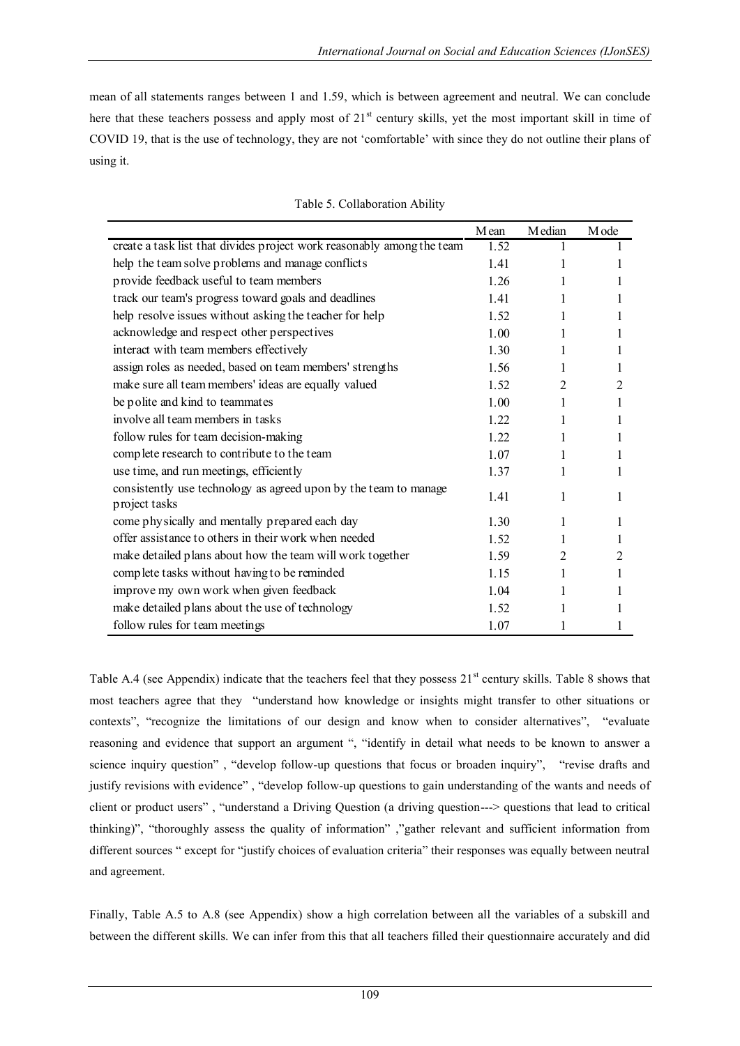mean of all statements ranges between 1 and 1.59, which is between agreement and neutral. We can conclude here that these teachers possess and apply most of 21st century skills, yet the most important skill in time of COVID 19, that is the use of technology, they are not 'comfortable' with since they do not outline their plans of using it.

Table 5. Collaboration Ability

| | Mean | Median | Mode |
|---|---|---|---|
| create a task list that divides project work reasonably among the team | 1.52 | 1 | 1 |
| help the team solve problems and manage conflicts | 1.41 | 1 | 1 |
| provide feedback useful to team members | 1.26 | 1 | 1 |
| track our team's progress toward goals and deadlines | 1.41 | 1 | 1 |
| help resolve issues without asking the teacher for help | 1.52 | 1 | 1 |
| acknowledge and respect other perspectives | 1.00 | 1 | 1 |
| interact with team members effectively | 1.30 | 1 | 1 |
| assign roles as needed, based on team members' strengths | 1.56 | 1 | 1 |
| make sure all team members' ideas are equally valued | 1.52 | 2 | 2 |
| be polite and kind to teammates | 1.00 | 1 | 1 |
| involve all team members in tasks | 1.22 | 1 | 1 |
| follow rules for team decision-making | 1.22 | 1 | 1 |
| complete research to contribute to the team | 1.07 | 1 | 1 |
| use time, and run meetings, efficiently | 1.37 | 1 | 1 |
| consistently use technology as agreed upon by the team to manage project tasks | 1.41 | 1 | 1 |
| come physically and mentally prepared each day | 1.30 | 1 | 1 |
| offer assistance to others in their work when needed | 1.52 | 1 | 1 |
| make detailed plans about how the team will work together | 1.59 | 2 | 2 |
| complete tasks without having to be reminded | 1.15 | 1 | 1 |
| improve my own work when given feedback | 1.04 | 1 | 1 |
| make detailed plans about the use of technology | 1.52 | 1 | 1 |
| follow rules for team meetings | 1.07 | 1 | 1 |

Table A.4 (see Appendix) indicate that the teachers feel that they possess 21st century skills. Table 8 shows that most teachers agree that they "understand how knowledge or insights might transfer to other situations or contexts", "recognize the limitations of our design and know when to consider alternatives", "evaluate reasoning and evidence that support an argument ", "identify in detail what needs to be known to answer a science inquiry question" , "develop follow-up questions that focus or broaden inquiry", "revise drafts and justify revisions with evidence" , "develop follow-up questions to gain understanding of the wants and needs of client or product users" , "understand a Driving Question (a driving question---> questions that lead to critical thinking)", "thoroughly assess the quality of information" ,"gather relevant and sufficient information from different sources " except for "justify choices of evaluation criteria" their responses was equally between neutral and agreement.

Finally, Table A.5 to A.8 (see Appendix) show a high correlation between all the variables of a subskill and between the different skills. We can infer from this that all teachers filled their questionnaire accurately and did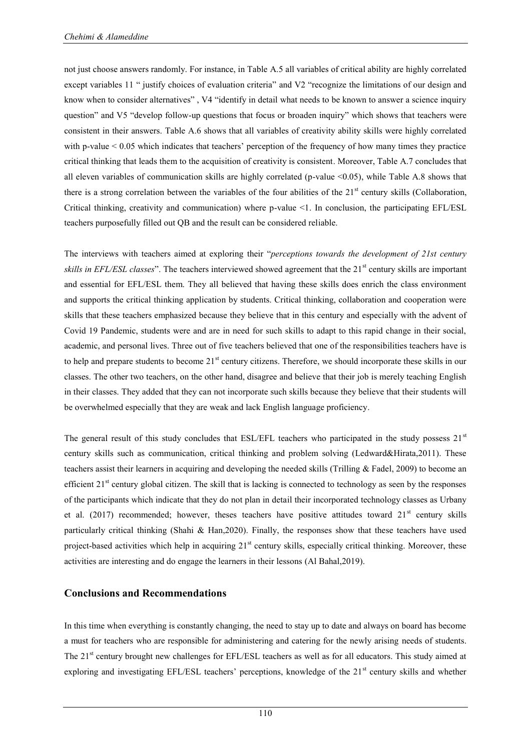not just choose answers randomly. For instance, in Table A.5 all variables of critical ability are highly correlated except variables 11 " justify choices of evaluation criteria" and V2 "recognize the limitations of our design and know when to consider alternatives" , V4 "identify in detail what needs to be known to answer a science inquiry question" and V5 "develop follow-up questions that focus or broaden inquiry" which shows that teachers were consistent in their answers. Table A.6 shows that all variables of creativity ability skills were highly correlated with p-value < 0.05 which indicates that teachers' perception of the frequency of how many times they practice critical thinking that leads them to the acquisition of creativity is consistent. Moreover, Table A.7 concludes that all eleven variables of communication skills are highly correlated (p-value <0.05), while Table A.8 shows that there is a strong correlation between the variables of the four abilities of the 21st century skills (Collaboration, Critical thinking, creativity and communication) where p-value <1. In conclusion, the participating EFL/ESL teachers purposefully filled out QB and the result can be considered reliable.

The interviews with teachers aimed at exploring their "*perceptions towards the development of 21st century skills in EFL/ESL classes*". The teachers interviewed showed agreement that the 21st century skills are important and essential for EFL/ESL them. They all believed that having these skills does enrich the class environment and supports the critical thinking application by students. Critical thinking, collaboration and cooperation were skills that these teachers emphasized because they believe that in this century and especially with the advent of Covid 19 Pandemic, students were and are in need for such skills to adapt to this rapid change in their social, academic, and personal lives. Three out of five teachers believed that one of the responsibilities teachers have is to help and prepare students to become 21st century citizens. Therefore, we should incorporate these skills in our classes. The other two teachers, on the other hand, disagree and believe that their job is merely teaching English in their classes. They added that they can not incorporate such skills because they believe that their students will be overwhelmed especially that they are weak and lack English language proficiency.

The general result of this study concludes that ESL/EFL teachers who participated in the study possess 21st century skills such as communication, critical thinking and problem solving (Ledward&Hirata,2011). These teachers assist their learners in acquiring and developing the needed skills (Trilling & Fadel, 2009) to become an efficient 21st century global citizen. The skill that is lacking is connected to technology as seen by the responses of the participants which indicate that they do not plan in detail their incorporated technology classes as Urbany et al. (2017) recommended; however, theses teachers have positive attitudes toward 21st century skills particularly critical thinking (Shahi & Han,2020). Finally, the responses show that these teachers have used project-based activities which help in acquiring 21st century skills, especially critical thinking. Moreover, these activities are interesting and do engage the learners in their lessons (Al Bahal,2019).

## Conclusions and Recommendations

In this time when everything is constantly changing, the need to stay up to date and always on board has become a must for teachers who are responsible for administering and catering for the newly arising needs of students. The 21st century brought new challenges for EFL/ESL teachers as well as for all educators. This study aimed at exploring and investigating EFL/ESL teachers' perceptions, knowledge of the 21st century skills and whether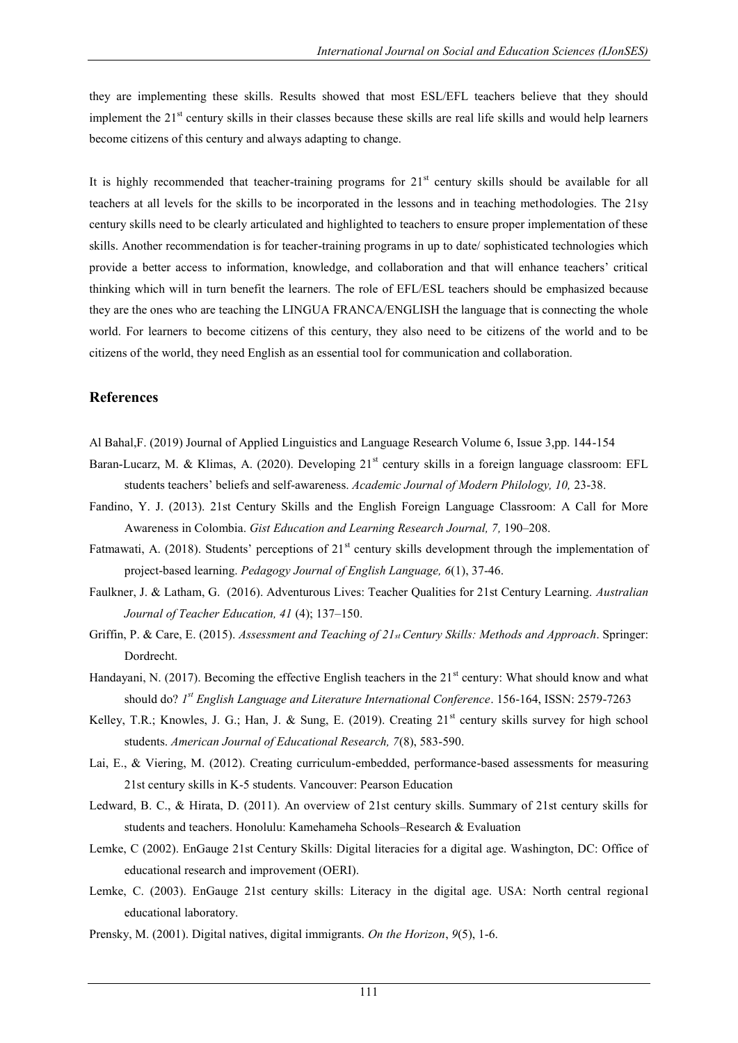they are implementing these skills. Results showed that most ESL/EFL teachers believe that they should implement the 21st century skills in their classes because these skills are real life skills and would help learners become citizens of this century and always adapting to change.

It is highly recommended that teacher-training programs for 21st century skills should be available for all teachers at all levels for the skills to be incorporated in the lessons and in teaching methodologies. The 21sy century skills need to be clearly articulated and highlighted to teachers to ensure proper implementation of these skills. Another recommendation is for teacher-training programs in up to date/ sophisticated technologies which provide a better access to information, knowledge, and collaboration and that will enhance teachers' critical thinking which will in turn benefit the learners. The role of EFL/ESL teachers should be emphasized because they are the ones who are teaching the LINGUA FRANCA/ENGLISH the language that is connecting the whole world. For learners to become citizens of this century, they also need to be citizens of the world and to be citizens of the world, they need English as an essential tool for communication and collaboration.

## References

Al Bahal,F. (2019) Journal of Applied Linguistics and Language Research Volume 6, Issue 3,pp. 144-154

Baran-Lucarz, M. & Klimas, A. (2020). Developing 21st century skills in a foreign language classroom: EFL students teachers' beliefs and self-awareness. *Academic Journal of Modern Philology, 10,* 23-38.

Fandino, Y. J. (2013). 21st Century Skills and the English Foreign Language Classroom: A Call for More Awareness in Colombia. *Gist Education and Learning Research Journal, 7,* 190–208.

Fatmawati, A. (2018). Students' perceptions of 21st century skills development through the implementation of project-based learning. *Pedagogy Journal of English Language, 6*(1), 37-46.

Faulkner, J. & Latham, G. (2016). Adventurous Lives: Teacher Qualities for 21st Century Learning. *Australian Journal of Teacher Education, 41* (4); 137–150.

Griffin, P. & Care, E. (2015). *Assessment and Teaching of 21st Century Skills: Methods and Approach*. Springer: Dordrecht.

Handayani, N. (2017). Becoming the effective English teachers in the 21st century: What should know and what should do? *1st English Language and Literature International Conference*. 156-164, ISSN: 2579-7263

Kelley, T.R.; Knowles, J. G.; Han, J. & Sung, E. (2019). Creating 21st century skills survey for high school students. *American Journal of Educational Research, 7*(8), 583-590.

Lai, E., & Viering, M. (2012). Creating curriculum-embedded, performance-based assessments for measuring 21st century skills in K-5 students. Vancouver: Pearson Education

Ledward, B. C., & Hirata, D. (2011). An overview of 21st century skills. Summary of 21st century skills for students and teachers. Honolulu: Kamehameha Schools–Research & Evaluation

Lemke, C (2002). EnGauge 21st Century Skills: Digital literacies for a digital age. Washington, DC: Office of educational research and improvement (OERI).

Lemke, C. (2003). EnGauge 21st century skills: Literacy in the digital age. USA: North central regional educational laboratory.

Prensky, M. (2001). Digital natives, digital immigrants. *On the Horizon*, *9*(5), 1-6.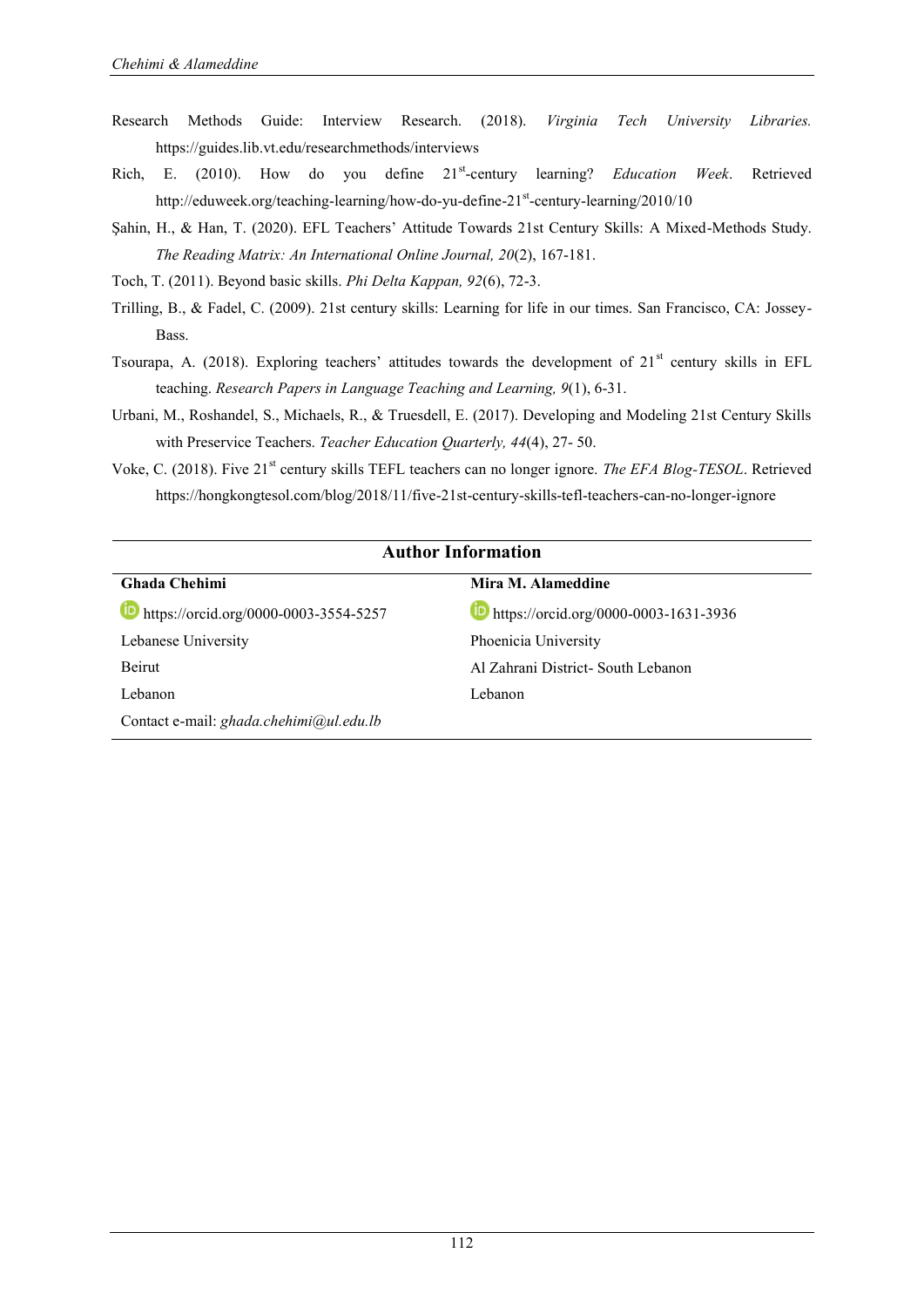Research Methods Guide: Interview Research. (2018). *Virginia Tech University Libraries.* https://guides.lib.vt.edu/researchmethods/interviews

Rich, E. (2010). How do you define 21st-century learning? *Education Week*. Retrieved http://eduweek.org/teaching-learning/how-do-yu-define-21st-century-learning/2010/10

Şahin, H., & Han, T. (2020). EFL Teachers' Attitude Towards 21st Century Skills: A Mixed-Methods Study. *The Reading Matrix: An International Online Journal, 20*(2), 167-181.

Toch, T. (2011). Beyond basic skills. *Phi Delta Kappan, 92*(6), 72-3.

Trilling, B., & Fadel, C. (2009). 21st century skills: Learning for life in our times. San Francisco, CA: Jossey-Bass.

Tsourapa, A. (2018). Exploring teachers' attitudes towards the development of 21st century skills in EFL teaching. *Research Papers in Language Teaching and Learning, 9*(1), 6-31.

Urbani, M., Roshandel, S., Michaels, R., & Truesdell, E. (2017). Developing and Modeling 21st Century Skills with Preservice Teachers. *Teacher Education Quarterly, 44*(4), 27- 50.

Voke, C. (2018). Five 21st century skills TEFL teachers can no longer ignore. *The EFA Blog-TESOL*. Retrieved https://hongkongtesol.com/blog/2018/11/five-21st-century-skills-tefl-teachers-can-no-longer-ignore

## Author Information

| **Ghada Chehimi** | **Mira M. Alameddine** |
|---|---|
| https://orcid.org/0000-0003-3554-5257 | https://orcid.org/0000-0003-1631-3936 |
| Lebanese University | Phoenicia University |
| Beirut | Al Zahrani District- South Lebanon |
| Lebanon | Lebanon |
| Contact e-mail: *ghada.chehimi@ul.edu.lb* | |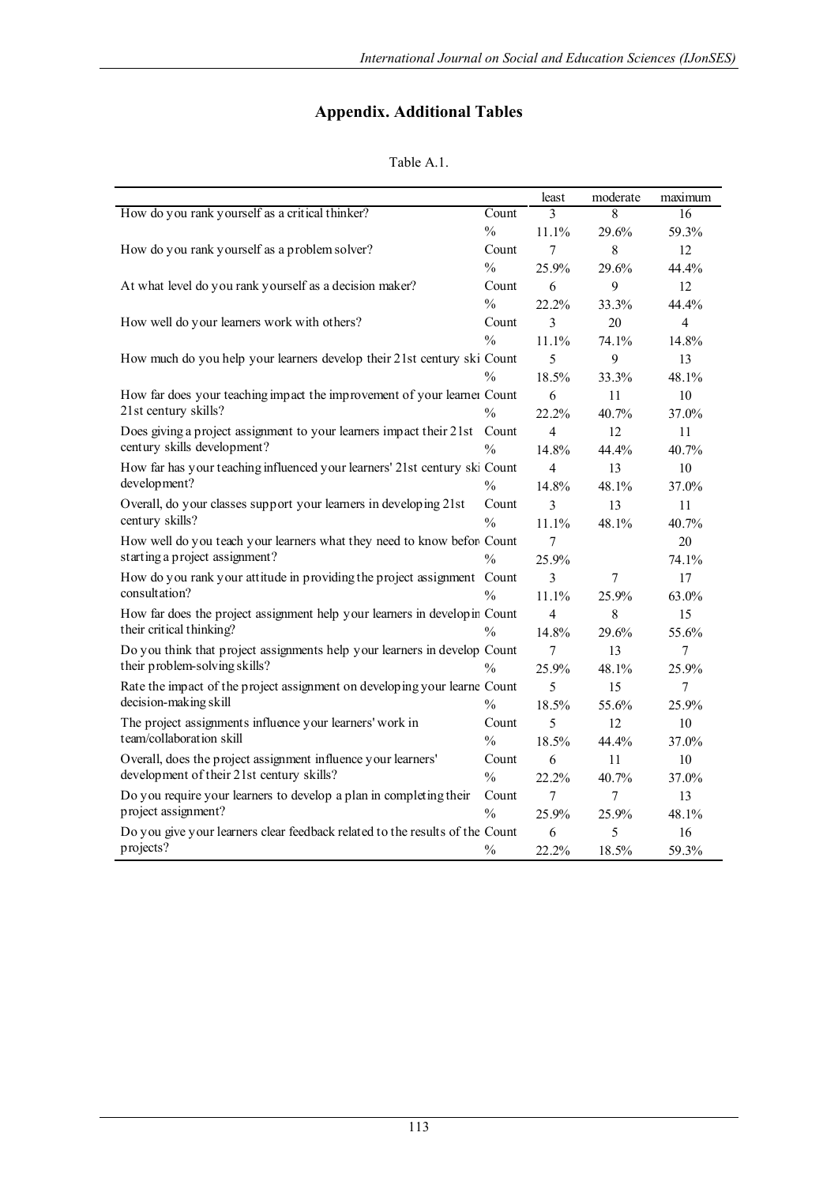## Appendix. Additional Tables

Table A.1.

| | | least | moderate | maximum |
|---|---|---|---|---|
| How do you rank yourself as a critical thinker? | Count | 3 | 8 | 16 |
| | % | 11.1% | 29.6% | 59.3% |
| How do you rank yourself as a problem solver? | Count | 7 | 8 | 12 |
| | % | 25.9% | 29.6% | 44.4% |
| At what level do you rank yourself as a decision maker? | Count | 6 | 9 | 12 |
| | % | 22.2% | 33.3% | 44.4% |
| How well do your learners work with others? | Count | 3 | 20 | 4 |
| | % | 11.1% | 74.1% | 14.8% |
| How much do you help your learners develop their 21st century ski | Count | 5 | 9 | 13 |
| | % | 18.5% | 33.3% | 48.1% |
| How far does your teaching impact the improvement of your learner 21st century skills? | Count | 6 | 11 | 10 |
| | % | 22.2% | 40.7% | 37.0% |
| Does giving a project assignment to your learners impact their 21st century skills development? | Count | 4 | 12 | 11 |
| | % | 14.8% | 44.4% | 40.7% |
| How far has your teaching influenced your learners' 21st century ski development? | Count | 4 | 13 | 10 |
| | % | 14.8% | 48.1% | 37.0% |
| Overall, do your classes support your learners in developing 21st century skills? | Count | 3 | 13 | 11 |
| | % | 11.1% | 48.1% | 40.7% |
| How well do you teach your learners what they need to know befor starting a project assignment? | Count | 7 | | 20 |
| | % | 25.9% | | 74.1% |
| How do you rank your attitude in providing the project assignment consultation? | Count | 3 | 7 | 17 |
| | % | 11.1% | 25.9% | 63.0% |
| How far does the project assignment help your learners in developin their critical thinking? | Count | 4 | 8 | 15 |
| | % | 14.8% | 29.6% | 55.6% |
| Do you think that project assignments help your learners in develop their problem-solving skills? | Count | 7 | 13 | 7 |
| | % | 25.9% | 48.1% | 25.9% |
| Rate the impact of the project assignment on developing your learne decision-making skill | Count | 5 | 15 | 7 |
| | % | 18.5% | 55.6% | 25.9% |
| The project assignments influence your learners' work in team/collaboration skill | Count | 5 | 12 | 10 |
| | % | 18.5% | 44.4% | 37.0% |
| Overall, does the project assignment influence your learners' development of their 21st century skills? | Count | 6 | 11 | 10 |
| | % | 22.2% | 40.7% | 37.0% |
| Do you require your learners to develop a plan in completing their project assignment? | Count | 7 | 7 | 13 |
| | % | 25.9% | 25.9% | 48.1% |
| Do you give your learners clear feedback related to the results of the projects? | Count | 6 | 5 | 16 |
| | % | 22.2% | 18.5% | 59.3% |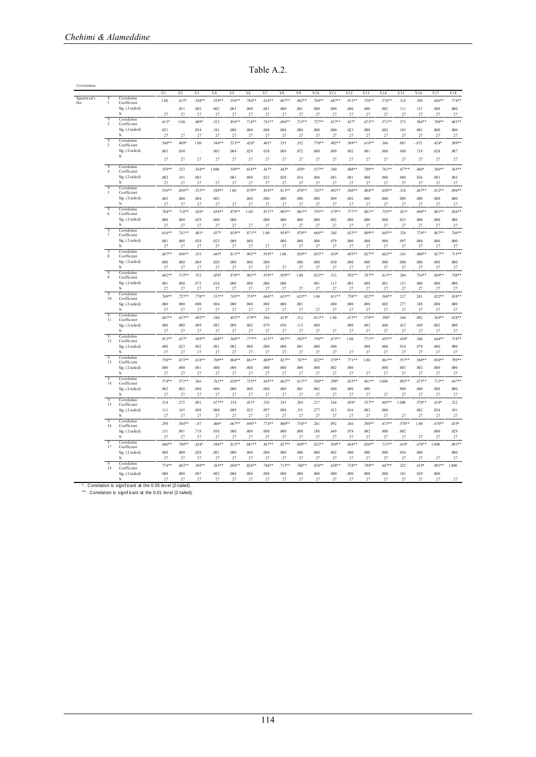Table A.2.

*Correlations*

| | | | V1 | V2 | V3 | V4 | V5 | V6 | V7 | V8 | V9 | V10 | V11 | V12 | V13 | V14 | V15 | V16 | V17 | V18 |
|---|---|---|---|---|---|---|---|---|---|---|---|---|---|---|---|---|---|---|---|---|
| Spearman's rho | V1 | Correlation Coefficient | 1.00 | .415* | .548** | .559** | .556** | .784** | .616** | .687** | .602** | .769** | .687** | .913** | .758** | .574** | .314 | .298 | .686** | .774** |
| | | Sig. (2-tailed) | . | .031 | .003 | .002 | .003 | .000 | .001 | .000 | .001 | .000 | .000 | .000 | .000 | .002 | .111 | .131 | .000 | .000 |
| | | N | 27 | 27 | 27 | 27 | 27 | 27 | 27 | 27 | 27 | 27 | 27 | 27 | 27 | 27 | 27 | 27 | 27 | 27 |
| | V2 | Correlation Coefficient | .415* | 1.00 | .409* | .323 | .856** | .718** | .741** | .696** | .715** | .727** | .637** | .437* | .673** | .571** | .275 | .584** | .788** | .683** |
| | | Sig. (2-tailed) | .031 | . | .034 | .101 | .000 | .000 | .000 | .000 | .000 | .000 | .000 | .023 | .000 | .002 | .165 | .001 | .000 | .000 |
| | | N | 27 | 27 | 27 | 27 | 27 | 27 | 27 | 27 | 27 | 27 | 27 | 27 | 27 | 27 | 27 | 27 | 27 | 27 |
| | V3 | Correlation Coefficient | .548** | .409* | 1.00 | .544** | .533** | .420* | .401* | .355 | .352 | .770** | .492** | .569** | .618** | .366 | .081 | -.073 | .424* | .509** |
| | | Sig. (2-tailed) | .003 | .034 | . | .003 | .004 | .029 | .038 | .069 | .072 | .000 | .009 | .002 | .001 | .060 | .688 | .718 | .028 | .007 |
| | | N | 27 | 27 | 27 | 27 | 27 | 27 | 27 | 27 | 27 | 27 | 27 | 27 | 27 | 27 | 27 | 27 | 27 | 27 |
| | V4 | Correlation Coefficient | .559** | .323 | .544** | 1.000 | .549** | .656** | .437* | .445* | .458* | .537** | .340 | .608** | .709** | .761** | .677** | .406* | .586** | .565** |
| | | Sig. (2-tailed) | .002 | .101 | .003 | | .003 | .000 | .023 | .020 | .016 | .004 | .083 | .001 | .000 | .000 | .000 | .036 | .001 | .002 |
| | | N | 27 | 27 | 27 | 27 | 27 | 27 | 27 | 27 | 27 | 27 | 27 | 27 | 27 | 27 | 27 | 27 | 27 | 27 |
| | V5 | Correlation Coefficient | .556** | .856** | .533** | .549** | 1.00 | .879** | .854** | .813** | .870** | .743** | .492** | .560** | .804** | .650** | .334 | .667** | .812** | .696** |
| | | Sig. (2-tailed) | .003 | .000 | .004 | .003 | . | .000 | .000 | .000 | .000 | .000 | .009 | .002 | .000 | .000 | .089 | .000 | .000 | .000 |
| | | N | 27 | 27 | 27 | 27 | 27 | 27 | 27 | 27 | 27 | 27 | 27 | 27 | 27 | 27 | 27 | 27 | 27 | 27 |
| | V6 | Correlation Coefficient | .784** | .718** | .420* | .656** | .879** | 1.00 | .871** | .903** | .901** | .755** | .579** | .777** | .881** | .735** | .431* | .696** | .881** | .826** |
| | | Sig. (2-tailed) | .000 | .000 | .029 | .000 | .000 | . | .000 | .000 | .000 | .000 | .002 | .000 | .000 | .000 | .025 | .000 | .000 | .000 |
| | | N | 27 | 27 | 27 | 27 | 27 | 27 | 27 | 27 | 27 | 27 | 27 | 27 | 27 | 27 | 27 | 27 | 27 | 27 |
| | V7 | Correlation Coefficient | .616** | .741** | .401* | .437* | .854** | .871** | 1.00 | .954** | .978** | .668** | .344 | .633** | .809** | .645** | .326 | .774** | .867** | .746** |
| | | Sig. (2-tailed) | .001 | .000 | .038 | .023 | .000 | .000 | . | .000 | .000 | .000 | .079 | .000 | .000 | .000 | .097 | .000 | .000 | .000 |
| | | N | 27 | 27 | 27 | 27 | 27 | 27 | 27 | 27 | 27 | 27 | 27 | 27 | 27 | 27 | 27 | 27 | 27 | 27 |
| | V8 | Correlation Coefficient | .687** | .696** | .355 | .445* | .813** | .903** | .954** | 1.00 | .929** | .653** | .419* | .693** | .827** | .662** | .343 | .800** | .827** | .715** |
| | | Sig. (2-tailed) | .000 | .000 | .069 | .020 | .000 | .000 | .000 | . | .000 | .000 | .030 | .000 | .000 | .000 | .080 | .000 | .000 | .000 |
| | | N | 27 | 27 | 27 | 27 | 27 | 27 | 27 | 27 | 27 | 27 | 27 | 27 | 27 | 27 | 27 | 27 | 27 | 27 |
| | V9 | Correlation Coefficient | .602** | .715** | .352 | .458* | .870** | .901** | .978** | .929** | 1.00 | .623** | .312 | .592** | .787** | .613** | .284 | .754** | .849** | .748** |
| | | Sig. (2-tailed) | .001 | .000 | .072 | .016 | .000 | .000 | .000 | .000 | . | .001 | .113 | .001 | .000 | .001 | .151 | .000 | .000 | .000 |
| | | N | 27 | 27 | 27 | 27 | 27 | 27 | 27 | 27 | 27 | 27 | 27 | 27 | 27 | 27 | 27 | 27 | 27 | 27 |
| | V10 | Correlation Coefficient | .769** | .727** | .770** | .537** | .743** | .755** | .668** | .653** | .623** | 1.00 | .811** | .758** | .822** | .568** | .217 | .261 | .822** | .838** |
| | | Sig. (2-tailed) | .000 | .000 | .000 | .004 | .000 | .000 | .000 | .000 | .001 | . | .000 | .000 | .000 | .002 | .277 | .188 | .000 | .000 |
| | | N | 27 | 27 | 27 | 27 | 27 | 27 | 27 | 27 | 27 | 27 | 27 | 27 | 27 | 27 | 27 | 27 | 27 | 27 |
| | V11 | Correlation Coefficient | .687** | .637** | .492** | .340 | .492** | .579** | .344 | .419* | .312 | .811** | 1.00 | .673** | .579** | .398* | .164 | .092 | .569** | .628** |
| | | Sig. (2-tailed) | .000 | .000 | .009 | .083 | .009 | .002 | .079 | .030 | .113 | .000 | . | .000 | .002 | .040 | .413 | .649 | .002 | .000 |
| | | N | 27 | 27 | 27 | 27 | 27 | 27 | 27 | 27 | 27 | 27 | 27 | 27 | 27 | 27 | 27 | 27 | 27 | 27 |
| | V12 | Correlation Coefficient | .913** | .437* | .569** | .608** | .560** | .777** | .633** | .693** | .592** | .758** | .673** | 1.00 | .771** | .655** | .458* | .346 | .644** | .718** |
| | | Sig. (2-tailed) | .000 | .023 | .002 | .001 | .002 | .000 | .000 | .000 | .001 | .000 | .000 | . | .000 | .000 | .016 | .078 | .000 | .000 |
| | | N | 27 | 27 | 27 | 27 | 27 | 27 | 27 | 27 | 27 | 27 | 27 | 27 | 27 | 27 | 27 | 27 | 27 | 27 |
| | V13 | Correlation Coefficient | .758** | .673** | .618** | .709** | .804** | .881** | .809** | .827** | .787** | .822** | .579** | .771** | 1.00 | .861** | .557** | .580** | .850** | .799** |
| | | Sig. (2-tailed) | .000 | .000 | .001 | .000 | .000 | .000 | .000 | .000 | .000 | .000 | .002 | .000 | . | .000 | .003 | .002 | .000 | .000 |
| | | N | 27 | 27 | 27 | 27 | 27 | 27 | 27 | 27 | 27 | 27 | 27 | 27 | 27 | 27 | 27 | 27 | 27 | 27 |
| | V14 | Correlation Coefficient | .574** | .571** | .366 | .761** | .650** | .735** | .645** | .662** | .613** | .568** | .398* | .655** | .861** | 1.000 | .885** | .673** | .713** | .647** |
| | | Sig. (2-tailed) | .002 | .002 | .060 | .000 | .000 | .000 | .000 | .000 | .001 | .002 | .040 | .000 | .000 | . | .000 | .000 | .000 | .000 |
| | | N | 27 | 27 | 27 | 27 | 27 | 27 | 27 | 27 | 27 | 27 | 27 | 27 | 27 | 27 | 27 | 27 | 27 | 27 |
| | V15 | Correlation Coefficient | .314 | .275 | .081 | .677** | .334 | .431* | .326 | .343 | .284 | .217 | .164 | .458* | .557** | .885** | 1.000 | .578** | .410* | .322 |
| | | Sig. (2-tailed) | .111 | .165 | .688 | .000 | .089 | .025 | .097 | .080 | .151 | .277 | .413 | .016 | .003 | .000 | . | .002 | .034 | .101 |
| | | N | 27 | 27 | 27 | 27 | 27 | 27 | 27 | 27 | 27 | 27 | 27 | 27 | 27 | 27 | 27 | 27 | 27 | 27 |
| | V16 | Correlation Coefficient | .298 | .584** | -.07 | .406* | .667** | .696** | .774** | .800** | .754** | .261 | .092 | .346 | .580** | .673** | .578** | 1.00 | .670** | .419* |
| | | Sig. (2-tailed) | .131 | .001 | .718 | .036 | .000 | .000 | .000 | .000 | .000 | .188 | .649 | .078 | .002 | .000 | .002 | . | .000 | .029 |
| | | N | 27 | 27 | 27 | 27 | 27 | 27 | 27 | 27 | 27 | 27 | 27 | 27 | 27 | 27 | 27 | 27 | 27 | 27 |
| | V17 | Correlation Coefficient | .686** | .788** | .424* | .586** | .812** | .881** | .867** | .827** | .849** | .822** | .569** | .644** | .850** | .713** | .410* | .670** | 1.000 | .893** |
| | | Sig. (2-tailed) | .000 | .000 | .028 | .001 | .000 | .000 | .000 | .000 | .000 | .000 | .002 | .000 | .000 | .000 | .034 | .000 | . | .000 |
| | | N | 27 | 27 | 27 | 27 | 27 | 27 | 27 | 27 | 27 | 27 | 27 | 27 | 27 | 27 | 27 | 27 | 27 | 27 |
| | V18 | Correlation Coefficient | .774** | .683** | .509** | .565** | .696** | .826** | .746** | .715** | .748** | .838** | .628** | .718** | .799** | .647** | .322 | .419* | .893** | 1.000 |
| | | Sig. (2-tailed) | .000 | .000 | .007 | .002 | .000 | .000 | .000 | .000 | .000 | .000 | .000 | .000 | .000 | .000 | .101 | .029 | .000 | . |
| | | N | 27 | 27 | 27 | 27 | 27 | 27 | 27 | 27 | 27 | 27 | 27 | 27 | 27 | 27 | 27 | 27 | 27 | 27 |

*. Correlation is significant at the 0.05 level (2-tailed).

**. Correlation is significant at the 0.01 level (2-tailed).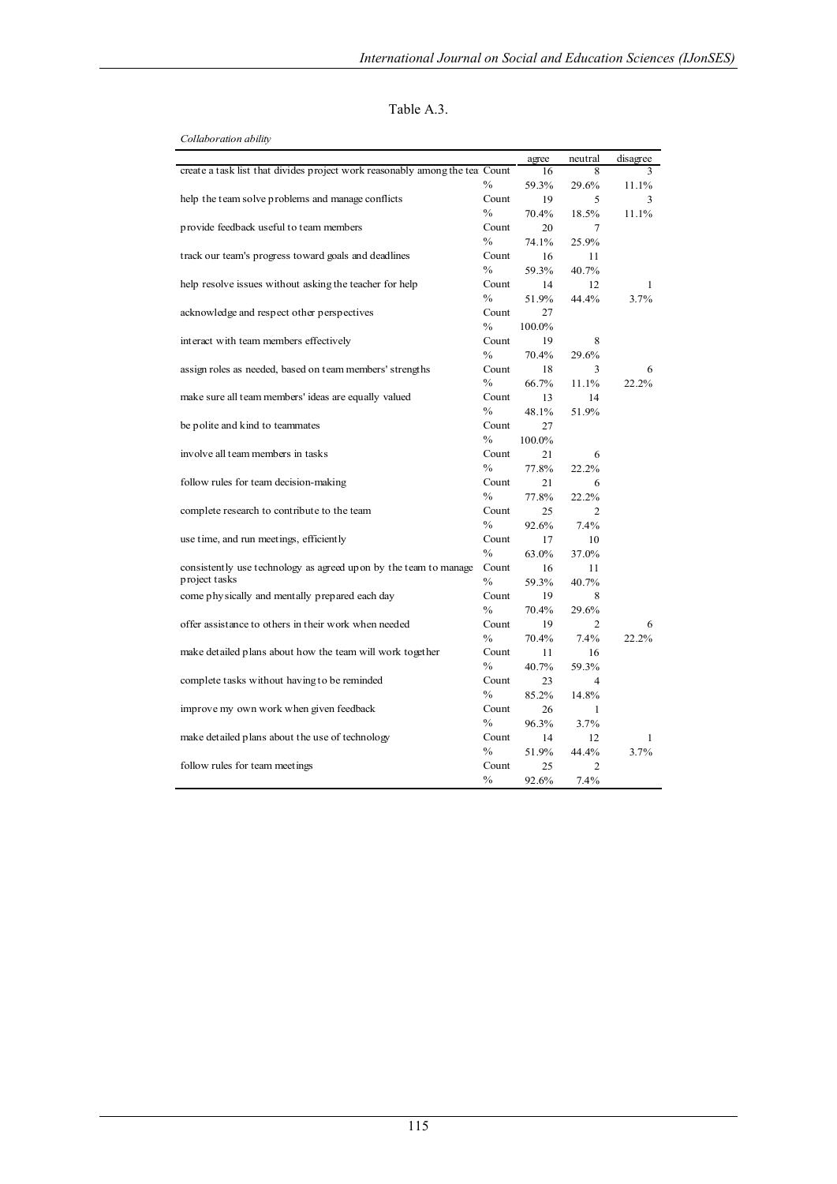Table A.3.

*Collaboration ability*

| | | agree | neutral | disagree |
|---|---|---|---|---|
| create a task list that divides project work reasonably among the tea | Count | 16 | 8 | 3 |
| | % | 59.3% | 29.6% | 11.1% |
| help the team solve problems and manage conflicts | Count | 19 | 5 | 3 |
| | % | 70.4% | 18.5% | 11.1% |
| provide feedback useful to team members | Count | 20 | 7 | |
| | % | 74.1% | 25.9% | |
| track our team's progress toward goals and deadlines | Count | 16 | 11 | |
| | % | 59.3% | 40.7% | |
| help resolve issues without asking the teacher for help | Count | 14 | 12 | 1 |
| | % | 51.9% | 44.4% | 3.7% |
| acknowledge and respect other perspectives | Count | 27 | | |
| | % | 100.0% | | |
| interact with team members effectively | Count | 19 | 8 | |
| | % | 70.4% | 29.6% | |
| assign roles as needed, based on team members' strengths | Count | 18 | 3 | 6 |
| | % | 66.7% | 11.1% | 22.2% |
| make sure all team members' ideas are equally valued | Count | 13 | 14 | |
| | % | 48.1% | 51.9% | |
| be polite and kind to teammates | Count | 27 | | |
| | % | 100.0% | | |
| involve all team members in tasks | Count | 21 | 6 | |
| | % | 77.8% | 22.2% | |
| follow rules for team decision-making | Count | 21 | 6 | |
| | % | 77.8% | 22.2% | |
| complete research to contribute to the team | Count | 25 | 2 | |
| | % | 92.6% | 7.4% | |
| use time, and run meetings, efficiently | Count | 17 | 10 | |
| | % | 63.0% | 37.0% | |
| consistently use technology as agreed upon by the team to manage project tasks | Count | 16 | 11 | |
| | % | 59.3% | 40.7% | |
| come physically and mentally prepared each day | Count | 19 | 8 | |
| | % | 70.4% | 29.6% | |
| offer assistance to others in their work when needed | Count | 19 | 2 | 6 |
| | % | 70.4% | 7.4% | 22.2% |
| make detailed plans about how the team will work together | Count | 11 | 16 | |
| | % | 40.7% | 59.3% | |
| complete tasks without having to be reminded | Count | 23 | 4 | |
| | % | 85.2% | 14.8% | |
| improve my own work when given feedback | Count | 26 | 1 | |
| | % | 96.3% | 3.7% | |
| make detailed plans about the use of technology | Count | 14 | 12 | 1 |
| | % | 51.9% | 44.4% | 3.7% |
| follow rules for team meetings | Count | 25 | 2 | |
| | % | 92.6% | 7.4% | |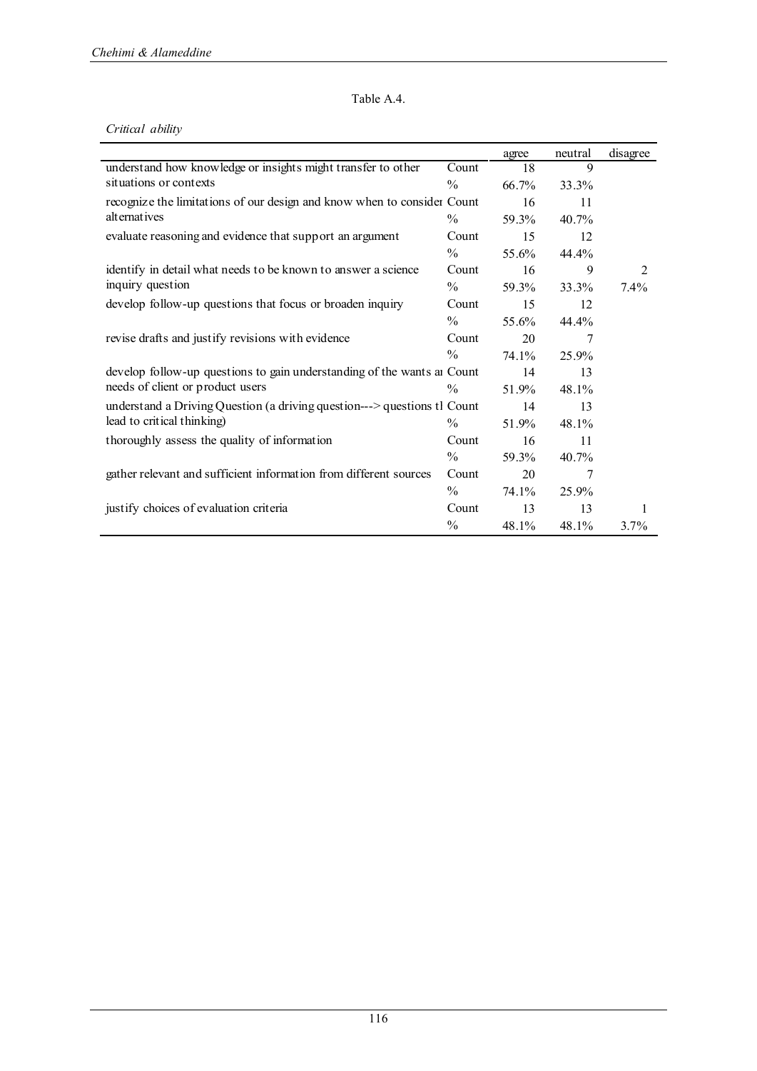Table A.4.

*Critical ability*

| | | agree | neutral | disagree |
|---|---|---|---|---|
| understand how knowledge or insights might transfer to other situations or contexts | Count | 18 | 9 | |
| | % | 66.7% | 33.3% | |
| recognize the limitations of our design and know when to consider alternatives | Count | 16 | 11 | |
| | % | 59.3% | 40.7% | |
| evaluate reasoning and evidence that support an argument | Count | 15 | 12 | |
| | % | 55.6% | 44.4% | |
| identify in detail what needs to be known to answer a science inquiry question | Count | 16 | 9 | 2 |
| | % | 59.3% | 33.3% | 7.4% |
| develop follow-up questions that focus or broaden inquiry | Count | 15 | 12 | |
| | % | 55.6% | 44.4% | |
| revise drafts and justify revisions with evidence | Count | 20 | 7 | |
| | % | 74.1% | 25.9% | |
| develop follow-up questions to gain understanding of the wants ar needs of client or product users | Count | 14 | 13 | |
| | % | 51.9% | 48.1% | |
| understand a Driving Question (a driving question---> questions tl lead to critical thinking) | Count | 14 | 13 | |
| | % | 51.9% | 48.1% | |
| thoroughly assess the quality of information | Count | 16 | 11 | |
| | % | 59.3% | 40.7% | |
| gather relevant and sufficient information from different sources | Count | 20 | 7 | |
| | % | 74.1% | 25.9% | |
| justify choices of evaluation criteria | Count | 13 | 13 | 1 |
| | % | 48.1% | 48.1% | 3.7% |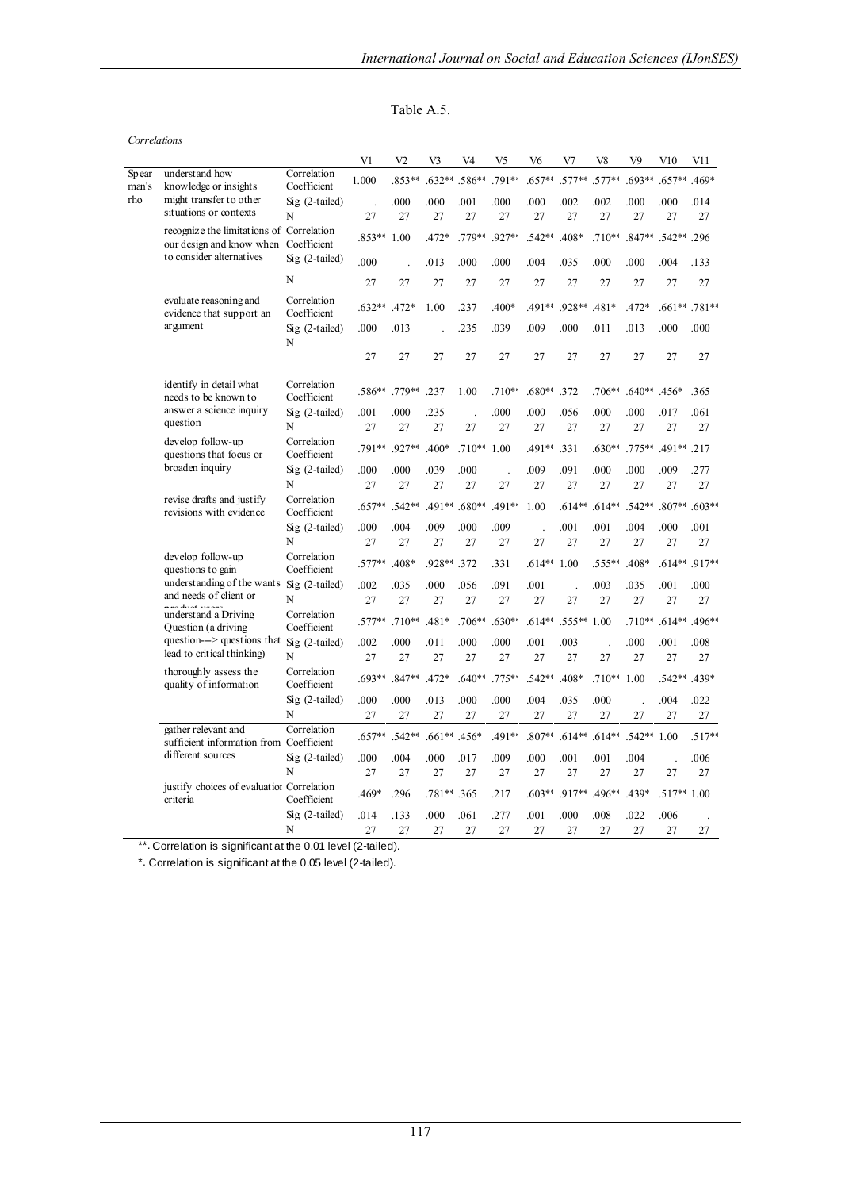Table A.5.

*Correlations*

| | | | V1 | V2 | V3 | V4 | V5 | V6 | V7 | V8 | V9 | V10 | V11 |
|---|---|---|---|---|---|---|---|---|---|---|---|---|---|
| Spearman's rho | understand how knowledge or insights might transfer to other situations or contexts | Correlation Coefficient | 1.000 | .853** | .632** | .586** | .791** | .657** | .577** | .577** | .693** | .657** | .469* |
| | | Sig (2-tailed) | . | .000 | .000 | .001 | .000 | .000 | .002 | .002 | .000 | .000 | .014 |
| | | N | 27 | 27 | 27 | 27 | 27 | 27 | 27 | 27 | 27 | 27 | 27 |
| | recognize the limitations of our design and know when to consider alternatives | Correlation Coefficient | .853** | 1.00 | .472* | .779** | .927** | .542** | .408* | .710** | .847** | .542** | .296 |
| | | Sig (2-tailed) | .000 | . | .013 | .000 | .000 | .004 | .035 | .000 | .000 | .004 | .133 |
| | | N | 27 | 27 | 27 | 27 | 27 | 27 | 27 | 27 | 27 | 27 | 27 |
| | evaluate reasoning and evidence that support an argument | Correlation Coefficient | .632** | .472* | 1.00 | .237 | .400* | .491** | .928** | .481* | .472* | .661** | .781** |
| | | Sig (2-tailed) | .000 | .013 | . | .235 | .039 | .009 | .000 | .011 | .013 | .000 | .000 |
| | | N | 27 | 27 | 27 | 27 | 27 | 27 | 27 | 27 | 27 | 27 | 27 |
| | identify in detail what needs to be known to answer a science inquiry question | Correlation Coefficient | .586** | .779** | .237 | 1.00 | .710** | .680** | .372 | .706** | .640** | .456* | .365 |
| | | Sig (2-tailed) | .001 | .000 | .235 | . | .000 | .000 | .056 | .000 | .000 | .017 | .061 |
| | | N | 27 | 27 | 27 | 27 | 27 | 27 | 27 | 27 | 27 | 27 | 27 |
| | develop follow-up questions that focus or broaden inquiry | Correlation Coefficient | .791** | .927** | .400* | .710** | 1.00 | .491** | .331 | .630** | .775** | .491** | .217 |
| | | Sig (2-tailed) | .000 | .000 | .039 | .000 | . | .009 | .091 | .000 | .000 | .009 | .277 |
| | | N | 27 | 27 | 27 | 27 | 27 | 27 | 27 | 27 | 27 | 27 | 27 |
| | revise drafts and justify revisions with evidence | Correlation Coefficient | .657** | .542** | .491** | .680** | .491** | 1.00 | .614** | .614** | .542** | .807** | .603** |
| | | Sig (2-tailed) | .000 | .004 | .009 | .000 | .009 | . | .001 | .001 | .004 | .000 | .001 |
| | | N | 27 | 27 | 27 | 27 | 27 | 27 | 27 | 27 | 27 | 27 | 27 |
| | develop follow-up questions to gain understanding of the wants and needs of client or product users | Correlation Coefficient | .577** | .408* | .928** | .372 | .331 | .614** | 1.00 | .555** | .408* | .614** | .917** |
| | | Sig (2-tailed) | .002 | .035 | .000 | .056 | .091 | .001 | . | .003 | .035 | .001 | .000 |
| | | N | 27 | 27 | 27 | 27 | 27 | 27 | 27 | 27 | 27 | 27 | 27 |
| | understand a Driving Question (a driving question---> questions that lead to critical thinking) | Correlation Coefficient | .577** | .710** | .481* | .706** | .630** | .614** | .555** | 1.00 | .710** | .614** | .496** |
| | | Sig (2-tailed) | .002 | .000 | .011 | .000 | .000 | .001 | .003 | . | .000 | .001 | .008 |
| | | N | 27 | 27 | 27 | 27 | 27 | 27 | 27 | 27 | 27 | 27 | 27 |
| | thoroughly assess the quality of information | Correlation Coefficient | .693** | .847** | .472* | .640** | .775** | .542** | .408* | .710** | 1.00 | .542** | .439* |
| | | Sig (2-tailed) | .000 | .000 | .013 | .000 | .000 | .004 | .035 | .000 | . | .004 | .022 |
| | | N | 27 | 27 | 27 | 27 | 27 | 27 | 27 | 27 | 27 | 27 | 27 |
| | gather relevant and sufficient information from different sources | Correlation Coefficient | .657** | .542** | .661** | .456* | .491** | .807** | .614** | .614** | .542** | 1.00 | .517** |
| | | Sig (2-tailed) | .000 | .004 | .000 | .017 | .009 | .000 | .001 | .001 | .004 | . | .006 |
| | | N | 27 | 27 | 27 | 27 | 27 | 27 | 27 | 27 | 27 | 27 | 27 |
| | justify choices of evaluation criteria | Correlation Coefficient | .469* | .296 | .781** | .365 | .217 | .603** | .917** | .496** | .439* | .517** | 1.00 |
| | | Sig (2-tailed) | .014 | .133 | .000 | .061 | .277 | .001 | .000 | .008 | .022 | .006 | . |
| | | N | 27 | 27 | 27 | 27 | 27 | 27 | 27 | 27 | 27 | 27 | 27 |

**. Correlation is significant at the 0.01 level (2-tailed).

*. Correlation is significant at the 0.05 level (2-tailed).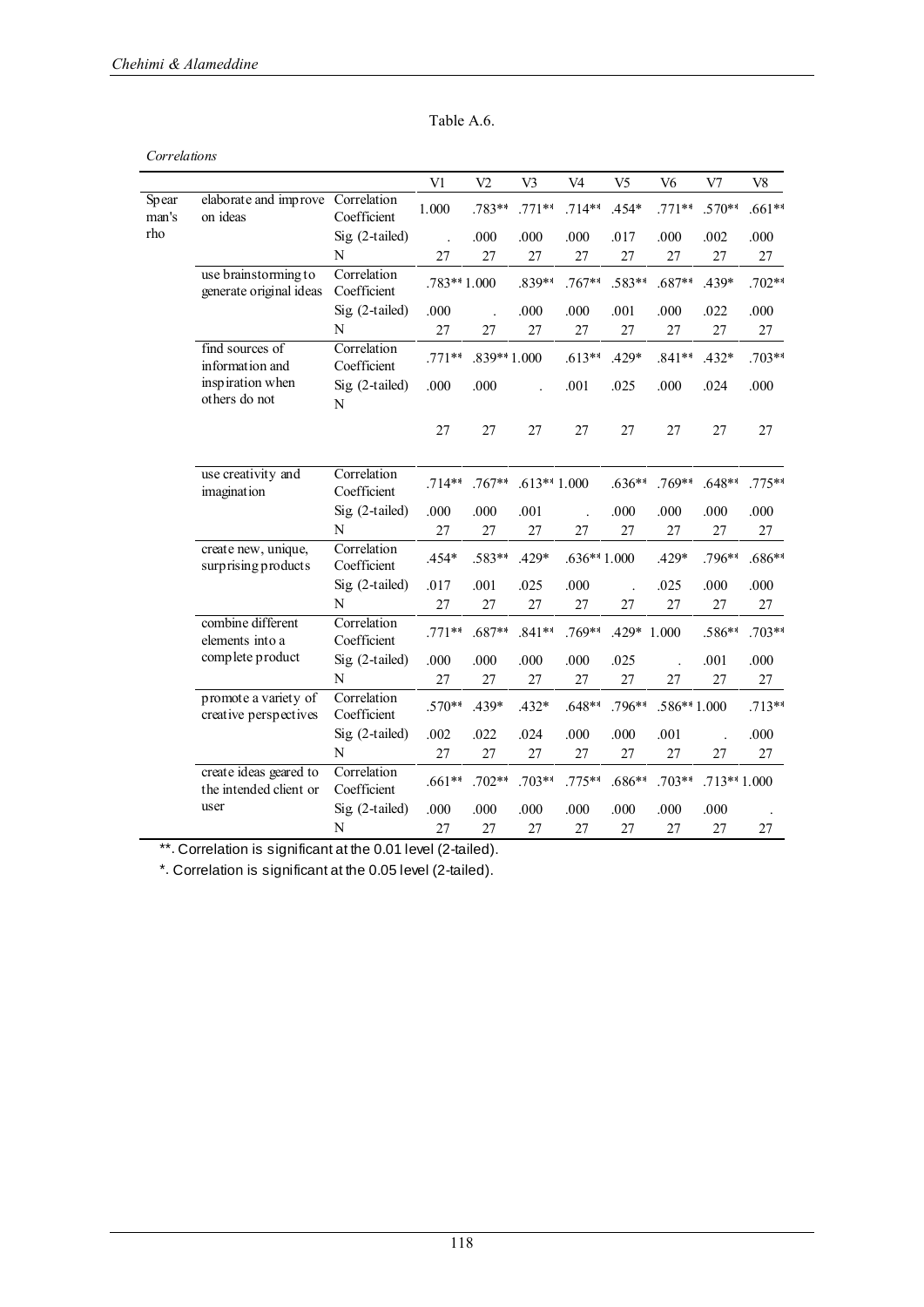Table A.6.

*Correlations*

| | | | V1 | V2 | V3 | V4 | V5 | V6 | V7 | V8 |
|---|---|---|---|---|---|---|---|---|---|---|
| Spearman's rho | elaborate and improve on ideas | Correlation Coefficient | 1.000 | .783** | .771** | .714** | .454* | .771** | .570** | .661** |
| | | Sig. (2-tailed) | . | .000 | .000 | .000 | .017 | .000 | .002 | .000 |
| | | N | 27 | 27 | 27 | 27 | 27 | 27 | 27 | 27 |
| | use brainstorming to generate original ideas | Correlation Coefficient | .783** | 1.000 | .839** | .767** | .583** | .687** | .439* | .702** |
| | | Sig. (2-tailed) | .000 | . | .000 | .000 | .001 | .000 | .022 | .000 |
| | | N | 27 | 27 | 27 | 27 | 27 | 27 | 27 | 27 |
| | find sources of information and inspiration when others do not | Correlation Coefficient | .771** | .839** | 1.000 | .613** | .429* | .841** | .432* | .703** |
| | | Sig. (2-tailed) | .000 | .000 | . | .001 | .025 | .000 | .024 | .000 |
| | | N | 27 | 27 | 27 | 27 | 27 | 27 | 27 | 27 |
| | use creativity and imagination | Correlation Coefficient | .714** | .767** | .613** | 1.000 | .636** | .769** | .648** | .775** |
| | | Sig. (2-tailed) | .000 | .000 | .001 | . | .000 | .000 | .000 | .000 |
| | | N | 27 | 27 | 27 | 27 | 27 | 27 | 27 | 27 |
| | create new, unique, surprising products | Correlation Coefficient | .454* | .583** | .429* | .636** | 1.000 | .429* | .796** | .686** |
| | | Sig. (2-tailed) | .017 | .001 | .025 | .000 | . | .025 | .000 | .000 |
| | | N | 27 | 27 | 27 | 27 | 27 | 27 | 27 | 27 |
| | combine different elements into a complete product | Correlation Coefficient | .771** | .687** | .841** | .769** | .429* | 1.000 | .586** | .703** |
| | | Sig. (2-tailed) | .000 | .000 | .000 | .000 | .025 | . | .001 | .000 |
| | | N | 27 | 27 | 27 | 27 | 27 | 27 | 27 | 27 |
| | promote a variety of creative perspectives | Correlation Coefficient | .570** | .439* | .432* | .648** | .796** | .586** | 1.000 | .713** |
| | | Sig. (2-tailed) | .002 | .022 | .024 | .000 | .000 | .001 | . | .000 |
| | | N | 27 | 27 | 27 | 27 | 27 | 27 | 27 | 27 |
| | create ideas geared to the intended client or user | Correlation Coefficient | .661** | .702** | .703** | .775** | .686** | .703** | .713** | 1.000 |
| | | Sig. (2-tailed) | .000 | .000 | .000 | .000 | .000 | .000 | .000 | . |
| | | N | 27 | 27 | 27 | 27 | 27 | 27 | 27 | 27 |

**. Correlation is significant at the 0.01 level (2-tailed).

*. Correlation is significant at the 0.05 level (2-tailed).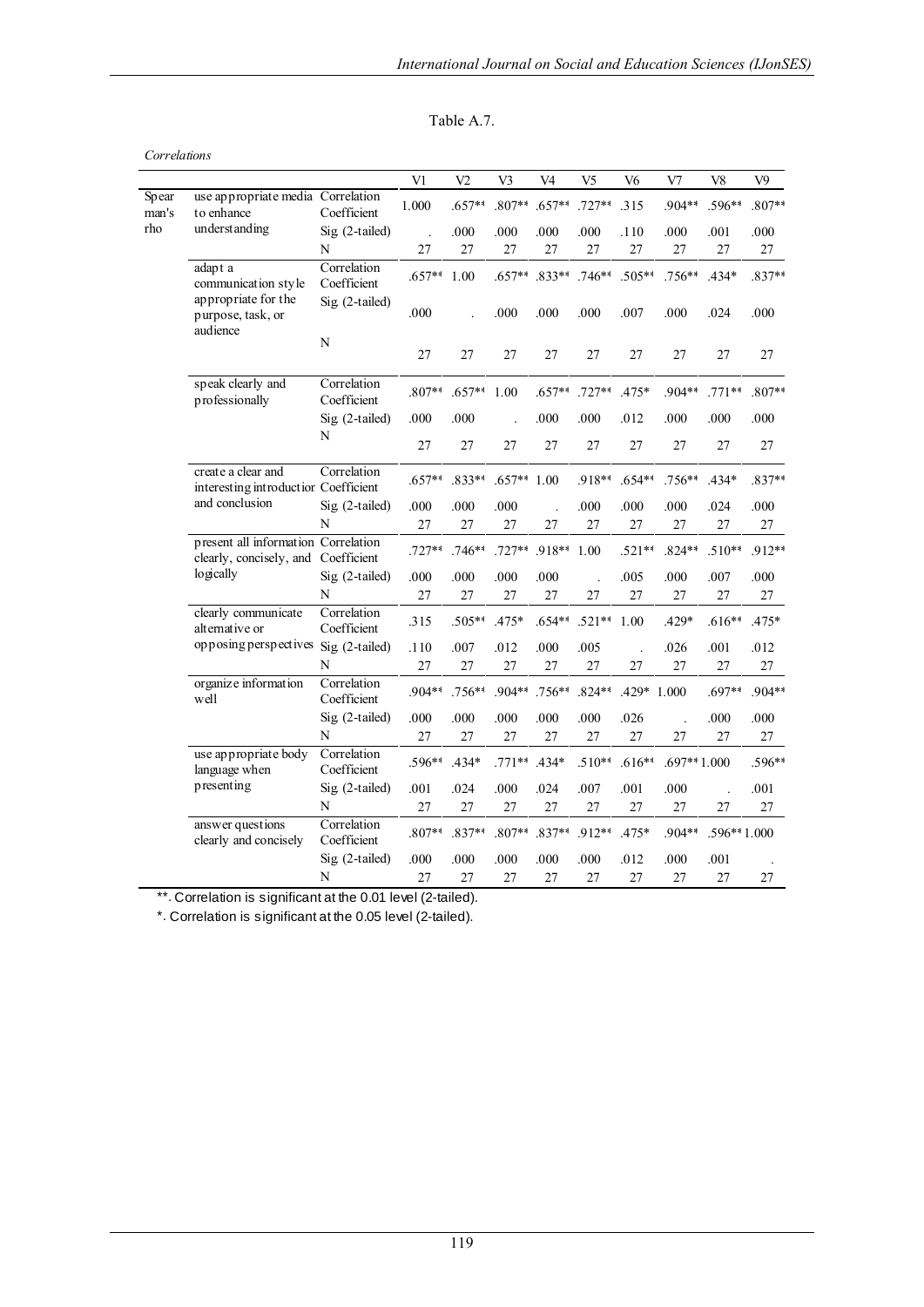Table A.7.

*Correlations*

| | | | V1 | V2 | V3 | V4 | V5 | V6 | V7 | V8 | V9 |
|---|---|---|---|---|---|---|---|---|---|---|---|
| Spearman's rho | use appropriate media to enhance understanding | Correlation Coefficient | 1.000 | .657** | .807** | .657** | .727** | .315 | .904** | .596** | .807** |
| | | Sig (2-tailed) | . | .000 | .000 | .000 | .000 | .110 | .000 | .001 | .000 |
| | | N | 27 | 27 | 27 | 27 | 27 | 27 | 27 | 27 | 27 |
| | adapt a communication style appropriate for the purpose, task, or audience | Correlation Coefficient | .657** | 1.00 | .657** | .833** | .746** | .505** | .756** | .434* | .837** |
| | | Sig (2-tailed) | .000 | . | .000 | .000 | .000 | .007 | .000 | .024 | .000 |
| | | N | 27 | 27 | 27 | 27 | 27 | 27 | 27 | 27 | 27 |
| | speak clearly and professionally | Correlation Coefficient | .807** | .657** | 1.00 | .657** | .727** | .475* | .904** | .771** | .807** |
| | | Sig (2-tailed) | .000 | .000 | . | .000 | .000 | .012 | .000 | .000 | .000 |
| | | N | 27 | 27 | 27 | 27 | 27 | 27 | 27 | 27 | 27 |
| | create a clear and interesting introduction and conclusion | Correlation Coefficient | .657** | .833** | .657** | 1.00 | .918** | .654** | .756** | .434* | .837** |
| | | Sig (2-tailed) | .000 | .000 | .000 | . | .000 | .000 | .000 | .024 | .000 |
| | | N | 27 | 27 | 27 | 27 | 27 | 27 | 27 | 27 | 27 |
| | present all information clearly, concisely, and logically | Correlation Coefficient | .727** | .746** | .727** | .918** | 1.00 | .521** | .824** | .510** | .912** |
| | | Sig (2-tailed) | .000 | .000 | .000 | .000 | . | .005 | .000 | .007 | .000 |
| | | N | 27 | 27 | 27 | 27 | 27 | 27 | 27 | 27 | 27 |
| | clearly communicate alternative or opposing perspectives | Correlation Coefficient | .315 | .505** | .475* | .654** | .521** | 1.00 | .429* | .616** | .475* |
| | | Sig (2-tailed) | .110 | .007 | .012 | .000 | .005 | . | .026 | .001 | .012 |
| | | N | 27 | 27 | 27 | 27 | 27 | 27 | 27 | 27 | 27 |
| | organize information well | Correlation Coefficient | .904** | .756** | .904** | .756** | .824** | .429* | 1.000 | .697** | .904** |
| | | Sig (2-tailed) | .000 | .000 | .000 | .000 | .000 | .026 | . | .000 | .000 |
| | | N | 27 | 27 | 27 | 27 | 27 | 27 | 27 | 27 | 27 |
| | use appropriate body language when presenting | Correlation Coefficient | .596** | .434* | .771** | .434* | .510** | .616** | .697** | 1.000 | .596** |
| | | Sig (2-tailed) | .001 | .024 | .000 | .024 | .007 | .001 | .000 | . | .001 |
| | | N | 27 | 27 | 27 | 27 | 27 | 27 | 27 | 27 | 27 |
| | answer questions clearly and concisely | Correlation Coefficient | .807** | .837** | .807** | .837** | .912** | .475* | .904** | .596** | 1.000 |
| | | Sig (2-tailed) | .000 | .000 | .000 | .000 | .000 | .012 | .000 | .001 | . |
| | | N | 27 | 27 | 27 | 27 | 27 | 27 | 27 | 27 | 27 |

**. Correlation is significant at the 0.01 level (2-tailed).

*. Correlation is significant at the 0.05 level (2-tailed).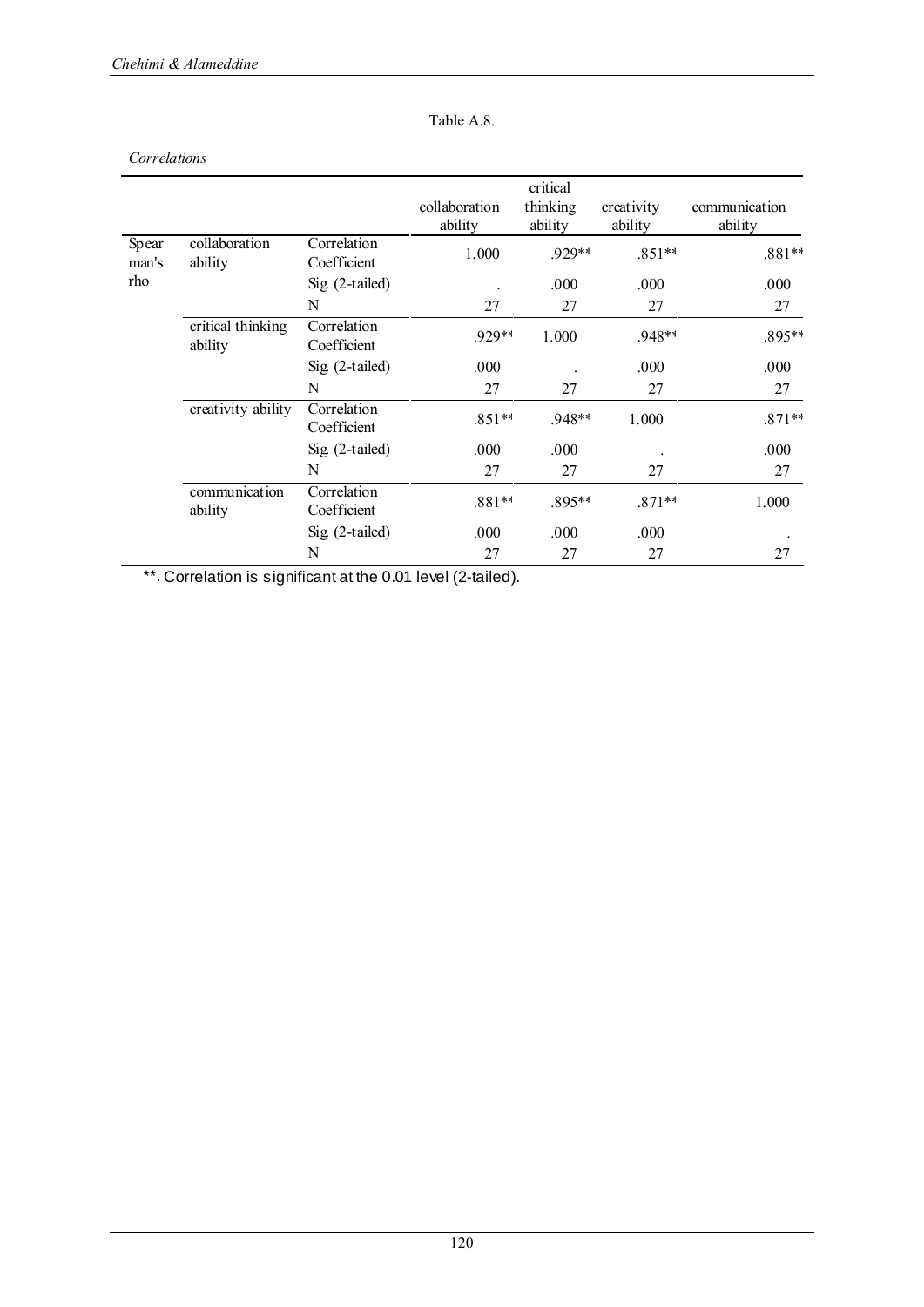Table A.8.

*Correlations*

| | | | collaboration ability | critical thinking ability | creativity ability | communication ability |
|---|---|---|---|---|---|---|
| Spearman's rho | collaboration ability | Correlation Coefficient | 1.000 | .929** | .851** | .881** |
| | | Sig. (2-tailed) | . | .000 | .000 | .000 |
| | | N | 27 | 27 | 27 | 27 |
| | critical thinking ability | Correlation Coefficient | .929** | 1.000 | .948** | .895** |
| | | Sig. (2-tailed) | .000 | . | .000 | .000 |
| | | N | 27 | 27 | 27 | 27 |
| | creativity ability | Correlation Coefficient | .851** | .948** | 1.000 | .871** |
| | | Sig. (2-tailed) | .000 | .000 | . | .000 |
| | | N | 27 | 27 | 27 | 27 |
| | communication ability | Correlation Coefficient | .881** | .895** | .871** | 1.000 |
| | | Sig. (2-tailed) | .000 | .000 | .000 | . |
| | | N | 27 | 27 | 27 | 27 |

**. Correlation is significant at the 0.01 level (2-tailed).